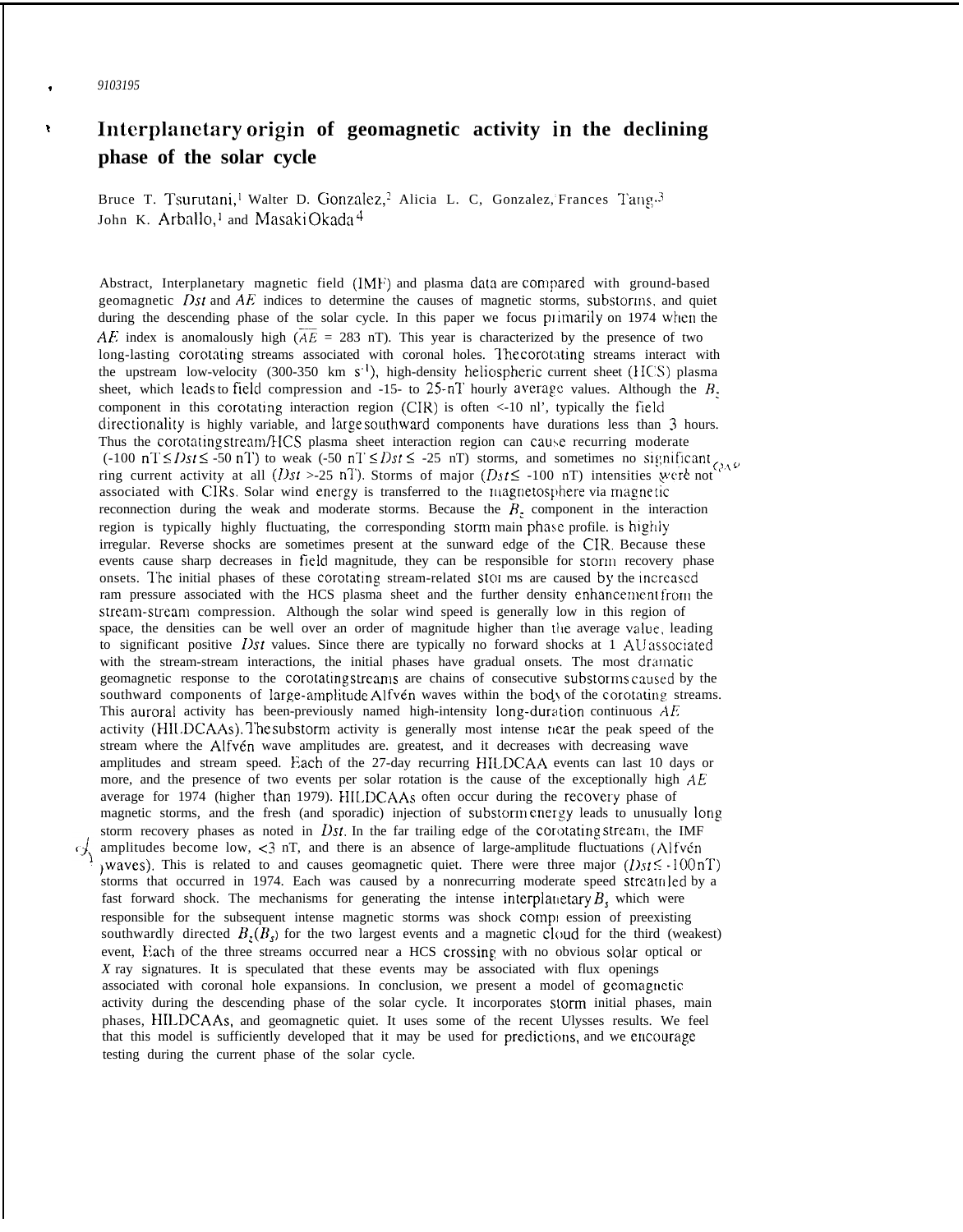9103195

# Interplanetary origin of geomagnetic activity in the declining phase of the solar cycle

Bruce T. Tsurutani,[1] Walter D. Gonzalez,[2] Alicia L. C, Gonzalez, Frances Tang,[3] John K. Arballo,[1] and Masaki Okada[4]

Abstract, Interplanetary magnetic field (IMF) and plasma data are compared with ground-based geomagnetic $Dst$ and $AE$ indices to determine the causes of magnetic storms, substorms, and quiet during the descending phase of the solar cycle. In this paper we focus primarily on 1974 when the $AE$ index is anomalously high ($\overline{AE}$ = 283 nT). This year is characterized by the presence of two long-lasting corotating streams associated with coronal holes. The corotating streams interact with the upstream low-velocity (300-350 km s$^{-1}$), high-density heliospheric current sheet (HCS) plasma sheet, which leads to field compression and -15- to 25-nT hourly average values. Although the $B_z$ component in this corotating interaction region (CIR) is often <-10 nT, typically the field directionality is highly variable, and large southward components have durations less than 3 hours. Thus the corotating stream/HCS plasma sheet interaction region can cause recurring moderate (-100 nT $\leq Dst \leq$ -50 nT) to weak (-50 nT $\leq Dst \leq$ -25 nT) storms, and sometimes no significant ring current activity at all ($Dst$ >-25 nT). Storms of major ($Dst \leq$ -100 nT) intensities were not associated with CIRs. Solar wind energy is transferred to the magnetosphere via magnetic reconnection during the weak and moderate storms. Because the $B_z$ component in the interaction region is typically highly fluctuating, the corresponding storm main phase profile. is highly irregular. Reverse shocks are sometimes present at the sunward edge of the CIR. Because these events cause sharp decreases in field magnitude, they can be responsible for storm recovery phase onsets. The initial phases of these corotating stream-related storms are caused by the increased ram pressure associated with the HCS plasma sheet and the further density enhancement from the stream-stream compression. Although the solar wind speed is generally low in this region of space, the densities can be well over an order of magnitude higher than the average value, leading to significant positive $Dst$ values. Since there are typically no forward shocks at 1 AU associated with the stream-stream interactions, the initial phases have gradual onsets. The most dramatic geomagnetic response to the corotating streams are chains of consecutive substorms caused by the southward components of large-amplitude Alfvén waves within the body of the corotating streams. This auroral activity has been-previously named high-intensity long-duration continuous $AE$ activity (HILDCAAs). The substorm activity is generally most intense near the peak speed of the stream where the Alfvén wave amplitudes are. greatest, and it decreases with decreasing wave amplitudes and stream speed. Each of the 27-day recurring HILDCAA events can last 10 days or more, and the presence of two events per solar rotation is the cause of the exceptionally high $AE$ average for 1974 (higher than 1979). HILDCAAs often occur during the recovery phase of magnetic storms, and the fresh (and sporadic) injection of substorm energy leads to unusually long storm recovery phases as noted in $Dst$. In the far trailing edge of the corotating stream, the IMF amplitudes become low, <3 nT, and there is an absence of large-amplitude fluctuations (Alfvén waves). This is related to and causes geomagnetic quiet. There were three major ($Dst \leq$ -100 nT) storms that occurred in 1974. Each was caused by a nonrecurring moderate speed stream led by a fast forward shock. The mechanisms for generating the intense interplanetary $B_s$ which were responsible for the subsequent intense magnetic storms was shock compression of preexisting southwardly directed $B_z(B_s)$ for the two largest events and a magnetic cloud for the third (weakest) event, Each of the three streams occurred near a HCS crossing with no obvious solar optical or $X$ ray signatures. It is speculated that these events may be associated with flux openings associated with coronal hole expansions. In conclusion, we present a model of geomagnetic activity during the descending phase of the solar cycle. It incorporates storm initial phases, main phases, HILDCAAs, and geomagnetic quiet. It uses some of the recent Ulysses results. We feel that this model is sufficiently developed that it may be used for predictions, and we encourage testing during the current phase of the solar cycle.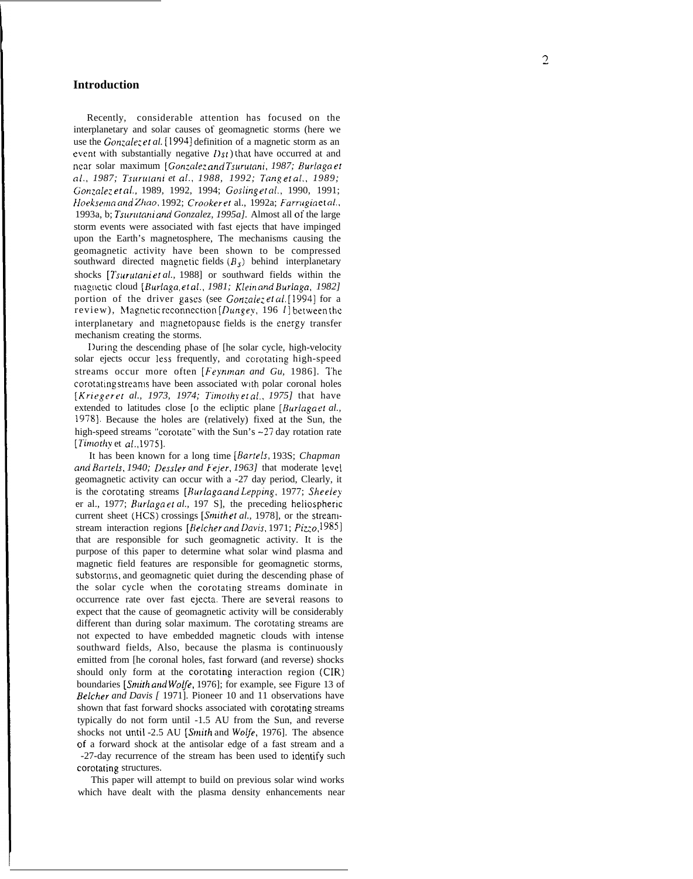## Introduction

Recently, considerable attention has focused on the interplanetary and solar causes of geomagnetic storms (here we use the *Gonzalez et al.* [1994] definition of a magnetic storm as an event with substantially negative *Dst*) that have occurred at and near solar maximum [*Gonzalez and Tsurutani, 1987; Burlaga et al., 1987; Tsurutani et al., 1988, 1992; Tang et al., 1989; Gonzalez et al.,* 1989, 1992, 1994; *Gosling et al.,* 1990, 1991; *Hoeksema and Zhao*, 1992; *Crooker et* al., 1992a; *Farrugia et al.*, 1993a, b; *Tsurutani and Gonzalez, 1995a].* Almost all of the large storm events were associated with fast ejects that have impinged upon the Earth's magnetosphere, The mechanisms causing the geomagnetic activity have been shown to be compressed southward directed magnetic fields ($B_s$) behind interplanetary shocks [*Tsurutani et al.*, 1988] or southward fields within the magnetic cloud [*Burlaga, et al., 1981; Klein and Burlaga, 1982]* portion of the driver gases (see *Gonzalez et al.* [1994] for a review), Magnetic reconnection [*Dungey*, 196 *l*] between the interplanetary and magnetopause fields is the energy transfer mechanism creating the storms.

During the descending phase of [he solar cycle, high-velocity solar ejects occur less frequently, and corotating high-speed streams occur more often [*Feynman and Gu,* 1986]. The corotating streams have been associated with polar coronal holes [*Krieger et al., 1973, 1974; Timothy et al., 1975]* that have extended to latitudes close [o the ecliptic plane [*Burlaga et al.,* 1978]. Because the holes are (relatively) fixed at the Sun, the high-speed streams "corotate" with the Sun's ~27 day rotation rate [*Timothy* et *al.*,1975].

It has been known for a long time [*Bartels*, 193S; *Chapman and Bartels*, *1940; Dessler and Fejer*, *1963]* that moderate level geomagnetic activity can occur with a -27 day period, Clearly, it is the corotating streams [*Burlaga and Lepping*, 1977; *Sheeley* er al., 1977; *Burlaga et al.,* 197 S], the preceding heliospheric current sheet (HCS) crossings [*Smith et al.,* 1978], or the stream-stream interaction regions [*Belcher and Davis*, 1971; *Pizzo*,1985] that are responsible for such geomagnetic activity. It is the purpose of this paper to determine what solar wind plasma and magnetic field features are responsible for geomagnetic storms, substorms, and geomagnetic quiet during the descending phase of the solar cycle when the corotating streams dominate in occurrence rate over fast ejecta. There are several reasons to expect that the cause of geomagnetic activity will be considerably different than during solar maximum. The corotating streams are not expected to have embedded magnetic clouds with intense southward fields, Also, because the plasma is continuously emitted from [he coronal holes, fast forward (and reverse) shocks should only form at the corotating interaction region (CIR) boundaries [*Smith and Wolfe*, 1976]; for example, see Figure 13 of *Belcher and Davis [* 1971]. Pioneer 10 and 11 observations have shown that fast forward shocks associated with corotating streams typically do not form until -1.5 AU from the Sun, and reverse shocks not until -2.5 AU [*Smith* and *Wolfe*, 1976]. The absence of a forward shock at the antisolar edge of a fast stream and a -27-day recurrence of the stream has been used to identify such corotating structures.

This paper will attempt to build on previous solar wind works which have dealt with the plasma density enhancements near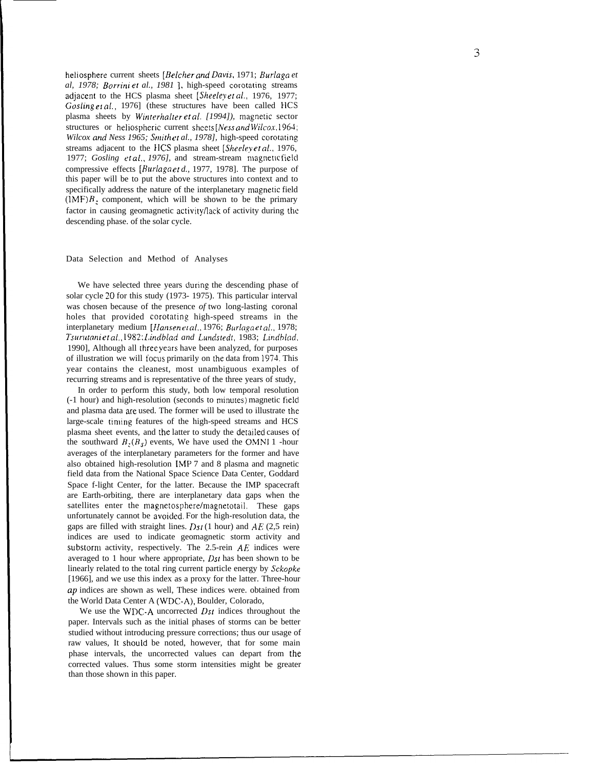heliosphere current sheets [*Belcher and Davis*, 1971; *Burlaga et al*, 1978; *Borrini et al., 1981* ], high-speed corotating streams adjacent to the HCS plasma sheet [*Sheeley et al.*, 1976, 1977; *Gosling et al.*, 1976] (these structures have been called HCS plasma sheets by *Winterhalter et al. [1994]*), magnetic sector structures or heliospheric current sheets [*Ness and Wilcox*, 1964; *Wilcox and Ness 1965; Smith et al., 1978]*, high-speed corotating streams adjacent to the HCS plasma sheet [*Sheeley et al.*, 1976, 1977; *Gosling et al., 1976]*, and stream-stream magnetic field compressive effects [*Burlaga et d.*, 1977, 1978]. The purpose of this paper will be to put the above structures into context and to specifically address the nature of the interplanetary magnetic field (IMF) $B_z$ component, which will be shown to be the primary factor in causing geomagnetic activity/lack of activity during the descending phase. of the solar cycle.

## Data Selection and Method of Analyses

We have selected three years during the descending phase of solar cycle 20 for this study (1973- 1975). This particular interval was chosen because of the presence *of* two long-lasting coronal holes that provided corotating high-speed streams in the interplanetary medium [*Hansen et al.*, 1976; *Burlaga et al.*, 1978; *Tsurutani et al.*, 1982; *Lindblad and Lundstedt*, 1983; *Lindblad*, 1990], Although all three years have been analyzed, for purposes of illustration we will focus primarily on the data from 1974. This year contains the cleanest, most unambiguous examples of recurring streams and is representative of the three years of study,

In order to perform this study, both low temporal resolution (-1 hour) and high-resolution (seconds to minutes) magnetic field and plasma data are used. The former will be used to illustrate the large-scale timing features of the high-speed streams and HCS plasma sheet events, and the latter to study the detailed causes of the southward $B_z (B_S)$ events, We have used the OMNI 1 -hour averages of the interplanetary parameters for the former and have also obtained high-resolution IMP 7 and 8 plasma and magnetic field data from the National Space Science Data Center, Goddard Space f-light Center, for the latter. Because the IMP spacecraft are Earth-orbiting, there are interplanetary data gaps when the satellites enter the magnetosphere/magnetotail. These gaps unfortunately cannot be avoided. For the high-resolution data, the gaps are filled with straight lines. *Dst* (1 hour) and *AE* (2,5 rein) indices are used to indicate geomagnetic storm activity and substorm activity, respectively. The 2.5-rein *AE* indices were averaged to 1 hour where appropriate, *Dst* has been shown to be linearly related to the total ring current particle energy by *Sckopke* [1966], and we use this index as a proxy for the latter. Three-hour *ap* indices are shown as well, These indices were. obtained from the World Data Center A (WDC-A), Boulder, Colorado,

We use the WDC-A uncorrected *Dst* indices throughout the paper. Intervals such as the initial phases of storms can be better studied without introducing pressure corrections; thus our usage of raw values, It should be noted, however, that for some main phase intervals, the uncorrected values can depart from the corrected values. Thus some storm intensities might be greater than those shown in this paper.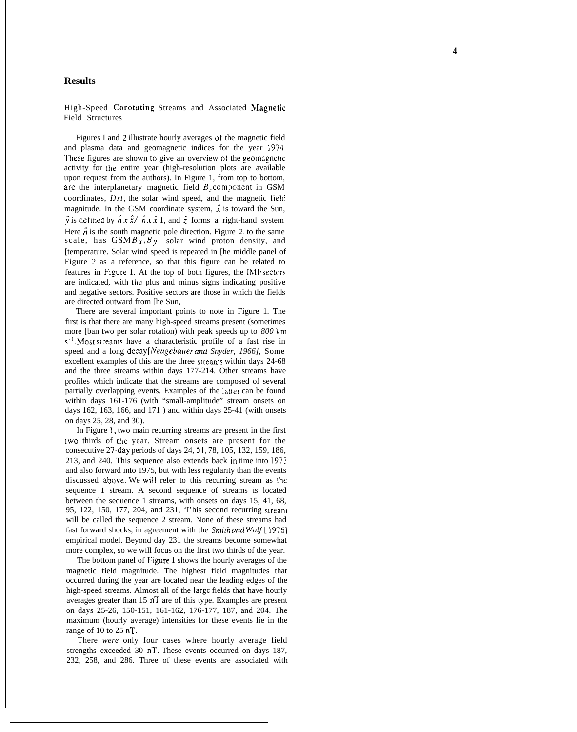## Results

### High-Speed Corotating Streams and Associated Magnetic Field Structures

Figures 1 and 2 illustrate hourly averages of the magnetic field and plasma data and geomagnetic indices for the year 1974. These figures are shown to give an overview of the geomagnetic activity for the entire year (high-resolution plots are available upon request from the authors). In Figure 1, from top to bottom, are the interplanetary magnetic field $B_z$ component in GSM coordinates, *Dst*, the solar wind speed, and the magnetic field magnitude. In the GSM coordinate system, $\hat{x}$ is toward the Sun, $\hat{y}$ is defined by $\hat{n} \times \hat{x} / |\hat{n} \times \hat{x}|$, and $\hat{z}$ forms a right-hand system Here $\hat{n}$ is the south magnetic pole direction. Figure 2, to the same scale, has GSM $B_x$, $B_y$, solar wind proton density, and temperature. Solar wind speed is repeated in the middle panel of Figure 2 as a reference, so that this figure can be related to features in Figure 1. At the top of both figures, the IMF sectors are indicated, with the plus and minus signs indicating positive and negative sectors. Positive sectors are those in which the fields are directed outward from the Sun,

There are several important points to note in Figure 1. The first is that there are many high-speed streams present (sometimes more than two per solar rotation) with peak speeds up to *800* km $s^{-1}$. Most streams have a characteristic profile of a fast rise in speed and a long decay [*Neugebauer and Snyder, 1966*], Some excellent examples of this are the three streams within days 24-68 and the three streams within days 177-214. Other streams have profiles which indicate that the streams are composed of several partially overlapping events. Examples of the latter can be found within days 161-176 (with "small-amplitude" stream onsets on days 162, 163, 166, and 171 ) and within days 25-41 (with onsets on days 25, 28, and 30).

In Figure 1, two main recurring streams are present in the first two thirds of the year. Stream onsets are present for the consecutive 27-day periods of days 24, 51, 78, 105, 132, 159, 186, 213, and 240. This sequence also extends back in time into 1973 and also forward into 1975, but with less regularity than the events discussed above. We will refer to this recurring stream as the sequence 1 stream. A second sequence of streams is located between the sequence 1 streams, with onsets on days 15, 41, 68, 95, 122, 150, 177, 204, and 231, 'This second recurring stream will be called the sequence 2 stream. None of these streams had fast forward shocks, in agreement with the *Smith and Wolf* [1976] empirical model. Beyond day 231 the streams become somewhat more complex, so we will focus on the first two thirds of the year.

The bottom panel of Figure 1 shows the hourly averages of the magnetic field magnitude. The highest field magnitudes that occurred during the year are located near the leading edges of the high-speed streams. Almost all of the large fields that have hourly averages greater than 15 nT are of this type. Examples are present on days 25-26, 150-151, 161-162, 176-177, 187, and 204. The maximum (hourly average) intensities for these events lie in the range of 10 to 25 nT.

There *were* only four cases where hourly average field strengths exceeded 30 nT. These events occurred on days 187, 232, 258, and 286. Three of these events are associated with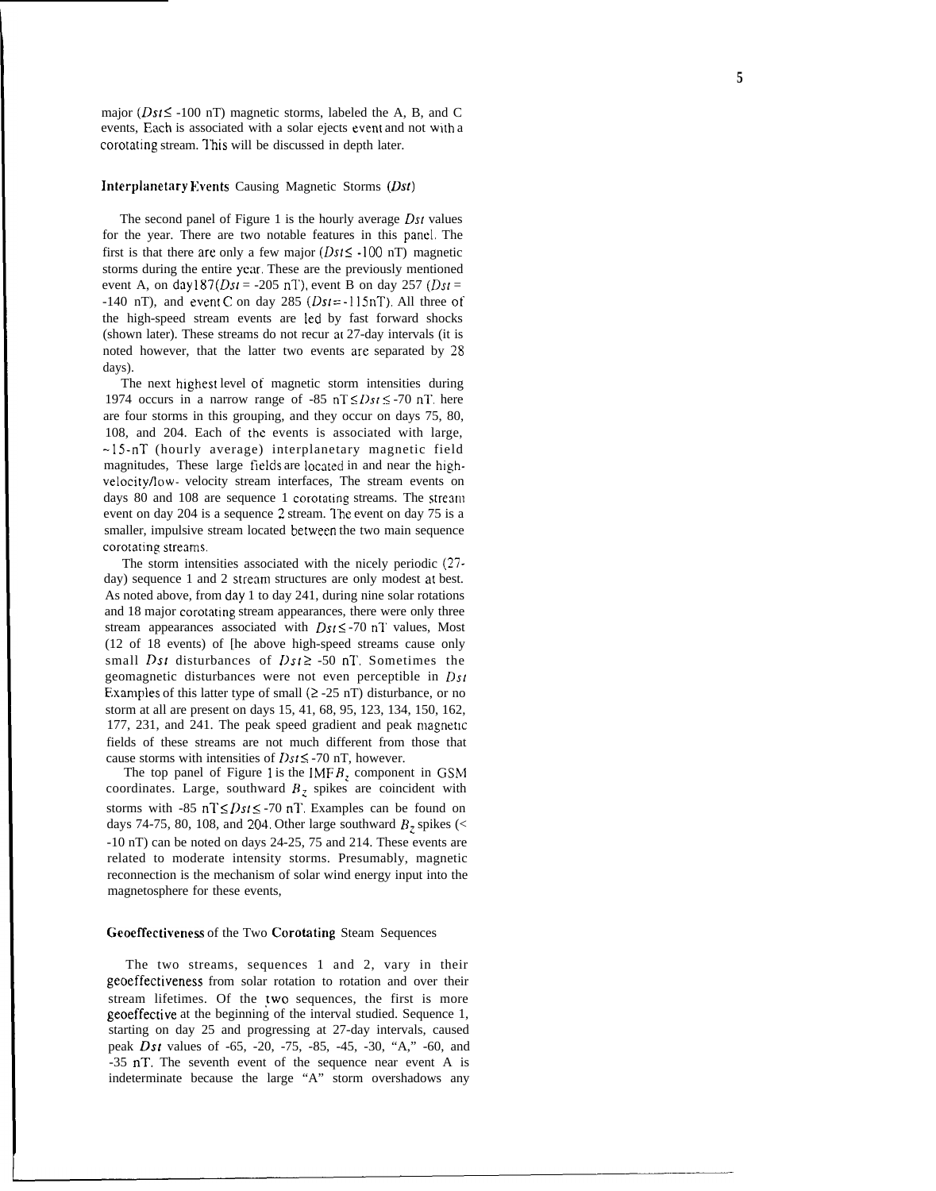major ($Dst \leq$ -100 nT) magnetic storms, labeled the A, B, and C events, Each is associated with a solar ejects event and not with a corotating stream. This will be discussed in depth later.

## Interplanetary Events Causing Magnetic Storms (*Dst*)

The second panel of Figure 1 is the hourly average $Dst$ values for the year. There are two notable features in this panel. The first is that there are only a few major ($Dst \leq$ -100 nT) magnetic storms during the entire year. These are the previously mentioned event A, on day 187 ($Dst$ = -205 nT), event B on day 257 ($Dst$ = -140 nT), and event C on day 285 ($Dst$ = -115 nT). All three of the high-speed stream events are led by fast forward shocks (shown later). These streams do not recur at 27-day intervals (it is noted however, that the latter two events are separated by 28 days).

The next highest level of magnetic storm intensities during 1974 occurs in a narrow range of -85 nT $\leq Dst \leq$ -70 nT. here are four storms in this grouping, and they occur on days 75, 80, 108, and 204. Each of the events is associated with large, ~15-nT (hourly average) interplanetary magnetic field magnitudes, These large fields are located in and near the high-velocity/low- velocity stream interfaces, The stream events on days 80 and 108 are sequence 1 corotating streams. The stream event on day 204 is a sequence 2 stream. The event on day 75 is a smaller, impulsive stream located between the two main sequence corotating streams.

The storm intensities associated with the nicely periodic (27-day) sequence 1 and 2 stream structures are only modest at best. As noted above, from day 1 to day 241, during nine solar rotations and 18 major corotating stream appearances, there were only three stream appearances associated with $Dst \leq$ -70 nT values, Most (12 of 18 events) of [he above high-speed streams cause only small $Dst$ disturbances of $Dst \geq$ -50 nT. Sometimes the geomagnetic disturbances were not even perceptible in $Dst$ Examples of this latter type of small ($\geq$ -25 nT) disturbance, or no storm at all are present on days 15, 41, 68, 95, 123, 134, 150, 162, 177, 231, and 241. The peak speed gradient and peak magnetic fields of these streams are not much different from those that cause storms with intensities of $Dst \leq$ -70 nT, however.

The top panel of Figure 1 is the IMF $B_z$ component in GSM coordinates. Large, southward $B_z$ spikes are coincident with storms with -85 nT $\leq Dst \leq$ -70 nT. Examples can be found on days 74-75, 80, 108, and 204. Other large southward $B_z$ spikes (< -10 nT) can be noted on days 24-25, 75 and 214. These events are related to moderate intensity storms. Presumably, magnetic reconnection is the mechanism of solar wind energy input into the magnetosphere for these events,

## Geoeffectiveness of the Two Corotating Steam Sequences

The two streams, sequences 1 and 2, vary in their geoeffectiveness from solar rotation to rotation and over their stream lifetimes. Of the two sequences, the first is more geoeffective at the beginning of the interval studied. Sequence 1, starting on day 25 and progressing at 27-day intervals, caused peak $Dst$ values of -65, -20, -75, -85, -45, -30, "A," -60, and -35 nT. The seventh event of the sequence near event A is indeterminate because the large "A" storm overshadows any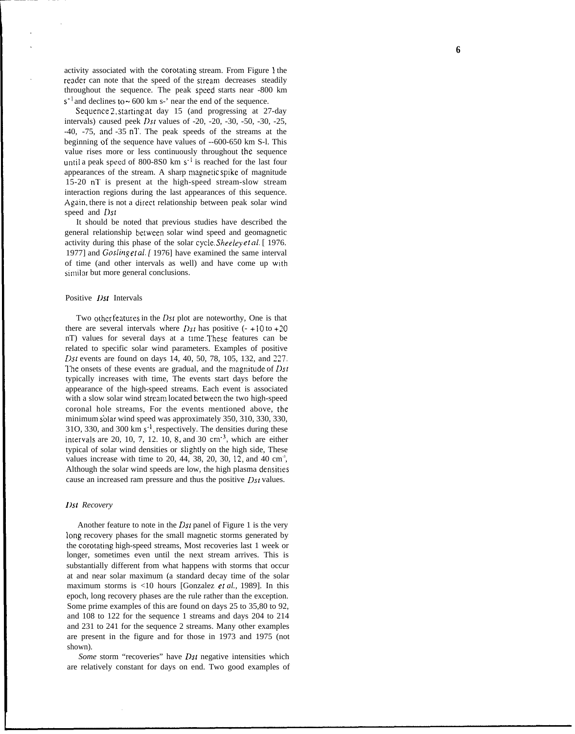activity associated with the corotating stream. From Figure 1 the reader can note that the speed of the stream decreases steadily throughout the sequence. The peak speed starts near -800 km $s^{-1}$ and declines to ~ 600 km s-' near the end of the sequence.

Sequence 2, starting at day 15 (and progressing at 27-day intervals) caused peek *Dst* values of -20, -20, -30, -50, -30, -25, -40, -75, and -35 nT. The peak speeds of the streams at the beginning of the sequence have values of --600-650 km S-l. This value rises more or less continuously throughout the sequence until a peak speed of 800-8S0 km $s^{-1}$ is reached for the last four appearances of the stream. A sharp magnetic spike of magnitude 15-20 nT is present at the high-speed stream-slow stream interaction regions during the last appearances of this sequence. Again, there is not a direct relationship between peak solar wind speed and *Dst*

It should be noted that previous studies have described the general relationship between solar wind speed and geomagnetic activity during this phase of the solar cycle. *Sheeley et al.* [ 1976. 1977] and *Gosling et al.* [ 1976] have examined the same interval of time (and other intervals as well) and have come up with similar but more general conclusions.

### Positive *Dst* Intervals

Two other features in the *Dst* plot are noteworthy, One is that there are several intervals where *Dst* has positive (- +10 to +20 nT) values for several days at a time. These features can be related to specific solar wind parameters. Examples of positive *Dst* events are found on days 14, 40, 50, 78, 105, 132, and 227. The onsets of these events are gradual, and the magnitude of *Dst* typically increases with time, The events start days before the appearance of the high-speed streams. Each event is associated with a slow solar wind stream located between the two high-speed coronal hole streams, For the events mentioned above, the minimum solar wind speed was approximately 350, 310, 330, 330, 31O, 330, and 300 km $s^{-1}$, respectively. The densities during these intervals are 20, 10, 7, 12. 10, 8, and 30 $cm^{-3}$, which are either typical of solar wind densities or slightly on the high side, These values increase with time to 20, 44, 38, 20, 30, 12, and 40 $cm^{-3}$, Although the solar wind speeds are low, the high plasma densities cause an increased ram pressure and thus the positive *Dst* values.

### *Dst Recovery*

Another feature to note in the *Dst* panel of Figure 1 is the very long recovery phases for the small magnetic storms generated by the corotating high-speed streams, Most recoveries last 1 week or longer, sometimes even until the next stream arrives. This is substantially different from what happens with storms that occur at and near solar maximum (a standard decay time of the solar maximum storms is <10 hours [Gonzalez *et al.,* 1989]. In this epoch, long recovery phases are the rule rather than the exception. Some prime examples of this are found on days 25 to 35,80 to 92, and 108 to 122 for the sequence 1 streams and days 204 to 214 and 231 to 241 for the sequence 2 streams. Many other examples are present in the figure and for those in 1973 and 1975 (not shown).

*Some* storm "recoveries" have *Dst* negative intensities which are relatively constant for days on end. Two good examples of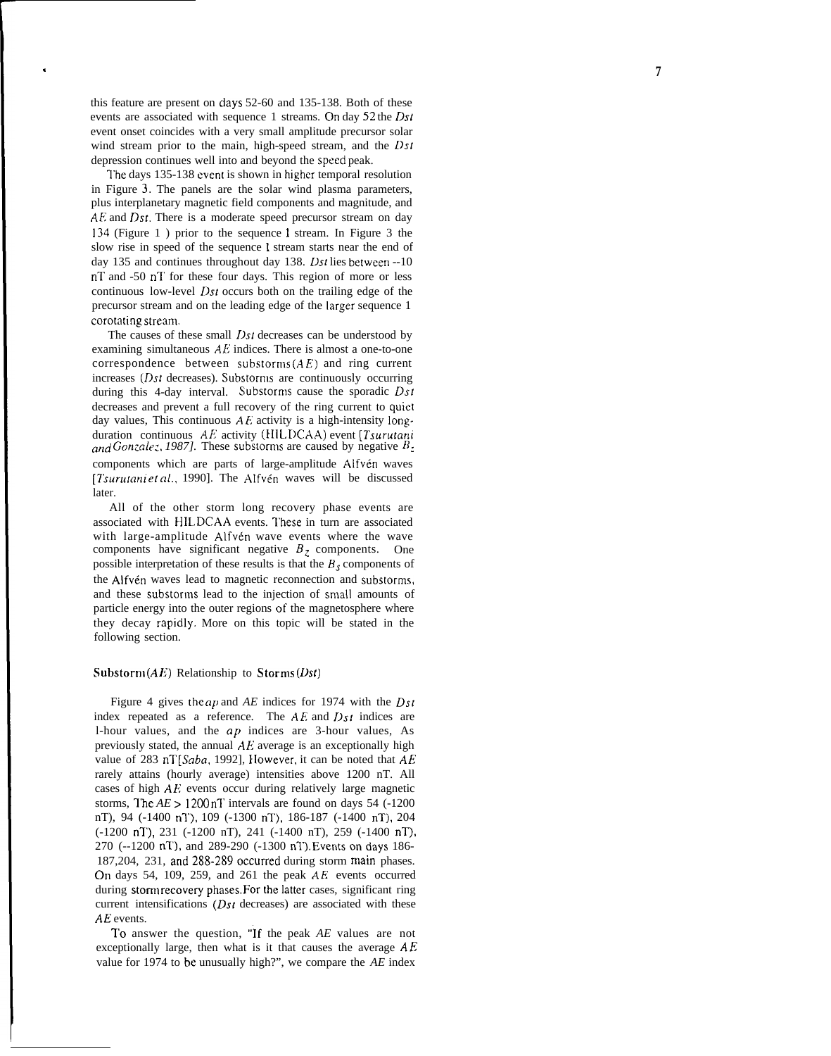this feature are present on days 52-60 and 135-138. Both of these events are associated with sequence 1 streams. On day 52 the *Dst* event onset coincides with a very small amplitude precursor solar wind stream prior to the main, high-speed stream, and the *Dst* depression continues well into and beyond the speed peak.

The days 135-138 event is shown in higher temporal resolution in Figure 3. The panels are the solar wind plasma parameters, plus interplanetary magnetic field components and magnitude, and *AE* and *Dst*. There is a moderate speed precursor stream on day 134 (Figure 1 ) prior to the sequence 1 stream. In Figure 3 the slow rise in speed of the sequence 1 stream starts near the end of day 135 and continues throughout day 138. *Dst* lies between --10 nT and -50 nT for these four days. This region of more or less continuous low-level *Dst* occurs both on the trailing edge of the precursor stream and on the leading edge of the larger sequence 1 corotating stream.

The causes of these small *Dst* decreases can be understood by examining simultaneous *AE* indices. There is almost a one-to-one correspondence between substorms(*AE*) and ring current increases (*Dst* decreases). Substorms are continuously occurring during this 4-day interval. Substorms cause the sporadic *Dst* decreases and prevent a full recovery of the ring current to quiet day values, This continuous *AE* activity is a high-intensity long-duration continuous *AE* activity (HILDCAA) event [*Tsurutani and Gonzalez, 1987]*. These substorms are caused by negative $B_z$ components which are parts of large-amplitude Alfvén waves [*Tsurutani et al.*, 1990]. The Alfvén waves will be discussed later.

All of the other storm long recovery phase events are associated with HILDCAA events. These in turn are associated with large-amplitude Alfvén wave events where the wave components have significant negative $B_z$ components. One possible interpretation of these results is that the $B_s$ components of the Alfvén waves lead to magnetic reconnection and substorms, and these substorms lead to the injection of small amounts of particle energy into the outer regions of the magnetosphere where they decay rapidly. More on this topic will be stated in the following section.

## Substorm(*AE*) Relationship to Storms(*Dst*)

Figure 4 gives the *ap* and *AE* indices for 1974 with the *Dst* index repeated as a reference. The *AE* and *Dst* indices are 1-hour values, and the *ap* indices are 3-hour values, As previously stated, the annual *AE* average is an exceptionally high value of 283 nT[*Saba*, 1992], However, it can be noted that *AE* rarely attains (hourly average) intensities above 1200 nT. All cases of high *AE* events occur during relatively large magnetic storms, The *AE* > 1200 nT intervals are found on days 54 (-1200 nT), 94 (-1400 nT), 109 (-1300 nT), 186-187 (-1400 nT), 204 (-1200 nT), 231 (-1200 nT), 241 (-1400 nT), 259 (-1400 nT), 270 (--1200 nT), and 289-290 (-1300 nT). Events on days 186-187,204, 231, and 288-289 occurred during storm main phases. On days 54, 109, 259, and 261 the peak *AE* events occurred during storm recovery phases. For the latter cases, significant ring current intensifications (*Dst* decreases) are associated with these *AE* events.

To answer the question, "If the peak *AE* values are not exceptionally large, then what is it that causes the average *AE* value for 1974 to be unusually high?", we compare the *AE* index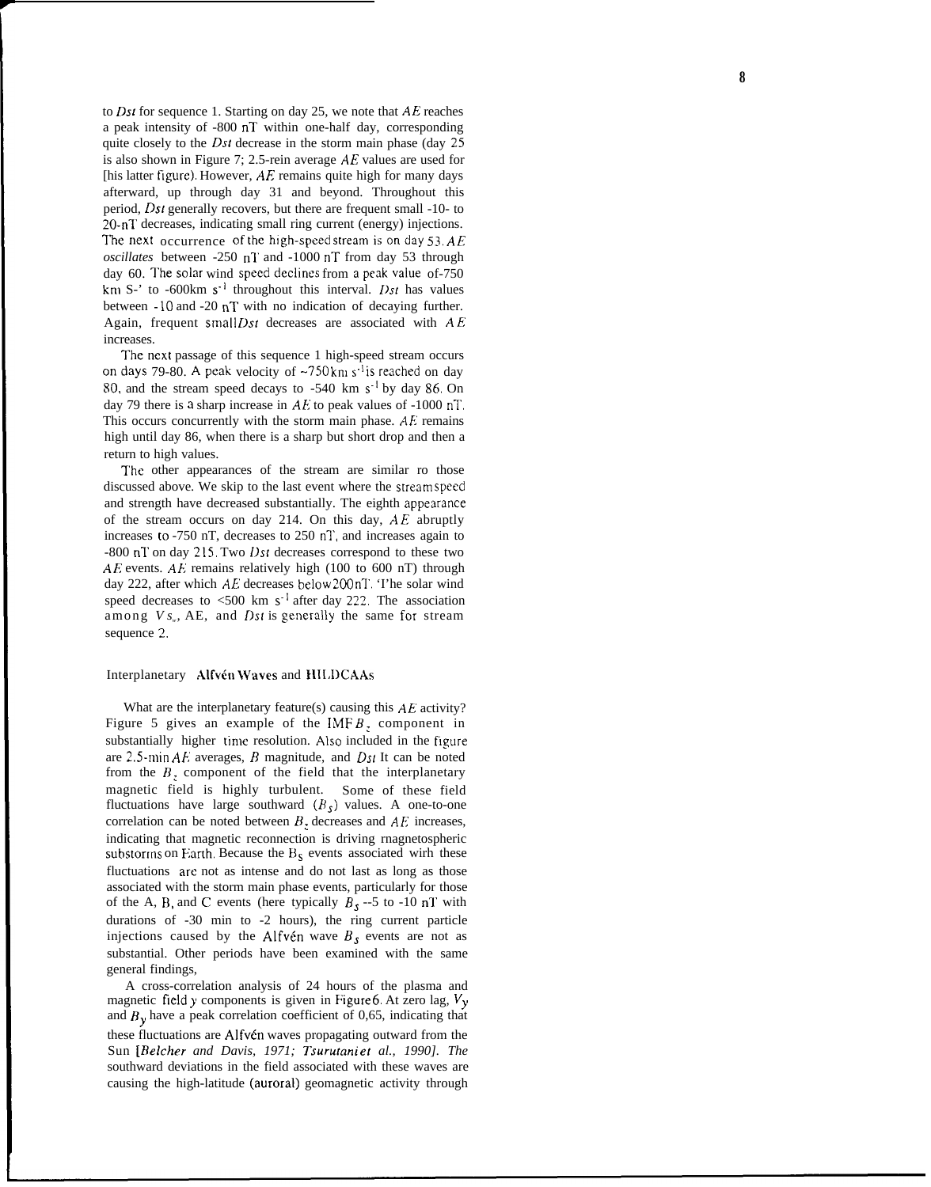to *Dst* for sequence 1. Starting on day 25, we note that *AE* reaches a peak intensity of -800 nT within one-half day, corresponding quite closely to the *Dst* decrease in the storm main phase (day 25 is also shown in Figure 7; 2.5-rein average *AE* values are used for [his latter figure). However, *AE* remains quite high for many days afterward, up through day 31 and beyond. Throughout this period, *Dst* generally recovers, but there are frequent small -10- to 20-nT decreases, indicating small ring current (energy) injections. The next occurrence of the high-speed stream is on day 53. *AE* *oscillates* between -250 nT and -1000 nT from day 53 through day 60. The solar wind speed declines from a peak value of-750 km S-' to -600km $s^{-1}$ throughout this interval. *Dst* has values between -10 and -20 nT with no indication of decaying further. Again, frequent small*Dst* decreases are associated with *AE* increases.

The next passage of this sequence 1 high-speed stream occurs on days 79-80. A peak velocity of ~750 km $s^{-1}$ is reached on day 80, and the stream speed decays to -540 km $s^{-1}$ by day 86. On day 79 there is a sharp increase in *AE* to peak values of -1000 nT. This occurs concurrently with the storm main phase. *AE* remains high until day 86, when there is a sharp but short drop and then a return to high values.

The other appearances of the stream are similar ro those discussed above. We skip to the last event where the stream speed and strength have decreased substantially. The eighth appearance of the stream occurs on day 214. On this day, *AE* abruptly increases to -750 nT, decreases to 250 nT, and increases again to -800 nT on day 215. Two *Dst* decreases correspond to these two *AE* events. *AE* remains relatively high (100 to 600 nT) through day 222, after which *AE* decreases below 200 nT. 'I'he solar wind speed decreases to <500 km $s^{-1}$ after day 222. The association among $V_{sw}$, AE, and *Dst* is generally the same for stream sequence 2.

## Interplanetary Alfvén Waves and HILDCAAs

What are the interplanetary feature(s) causing this *AE* activity? Figure 5 gives an example of the IMF $B_z$ component in substantially higher time resolution. Also included in the figure are 2.5-min *AE* averages, *B* magnitude, and *Dst* It can be noted from the $B_z$ component of the field that the interplanetary magnetic field is highly turbulent. Some of these field fluctuations have large southward ($B_s$) values. A one-to-one correlation can be noted between $B_z$ decreases and *AE* increases, indicating that magnetic reconnection is driving magnetospheric substorms on Earth. Because the $B_s$ events associated wirh these fluctuations are not as intense and do not last as long as those associated with the storm main phase events, particularly for those of the A, B, and C events (here typically $B_s$ --5 to -10 nT with durations of -30 min to -2 hours), the ring current particle injections caused by the Alfvén wave $B_s$ events are not as substantial. Other periods have been examined with the same general findings,

A cross-correlation analysis of 24 hours of the plasma and magnetic field *y* components is given in Figure 6. At zero lag, $V_y$ and $B_y$ have a peak correlation coefficient of 0,65, indicating that these fluctuations are Alfvén waves propagating outward from the Sun [*Belcher and Davis, 1971; Tsurutani et al., 1990]. The* southward deviations in the field associated with these waves are causing the high-latitude (auroral) geomagnetic activity through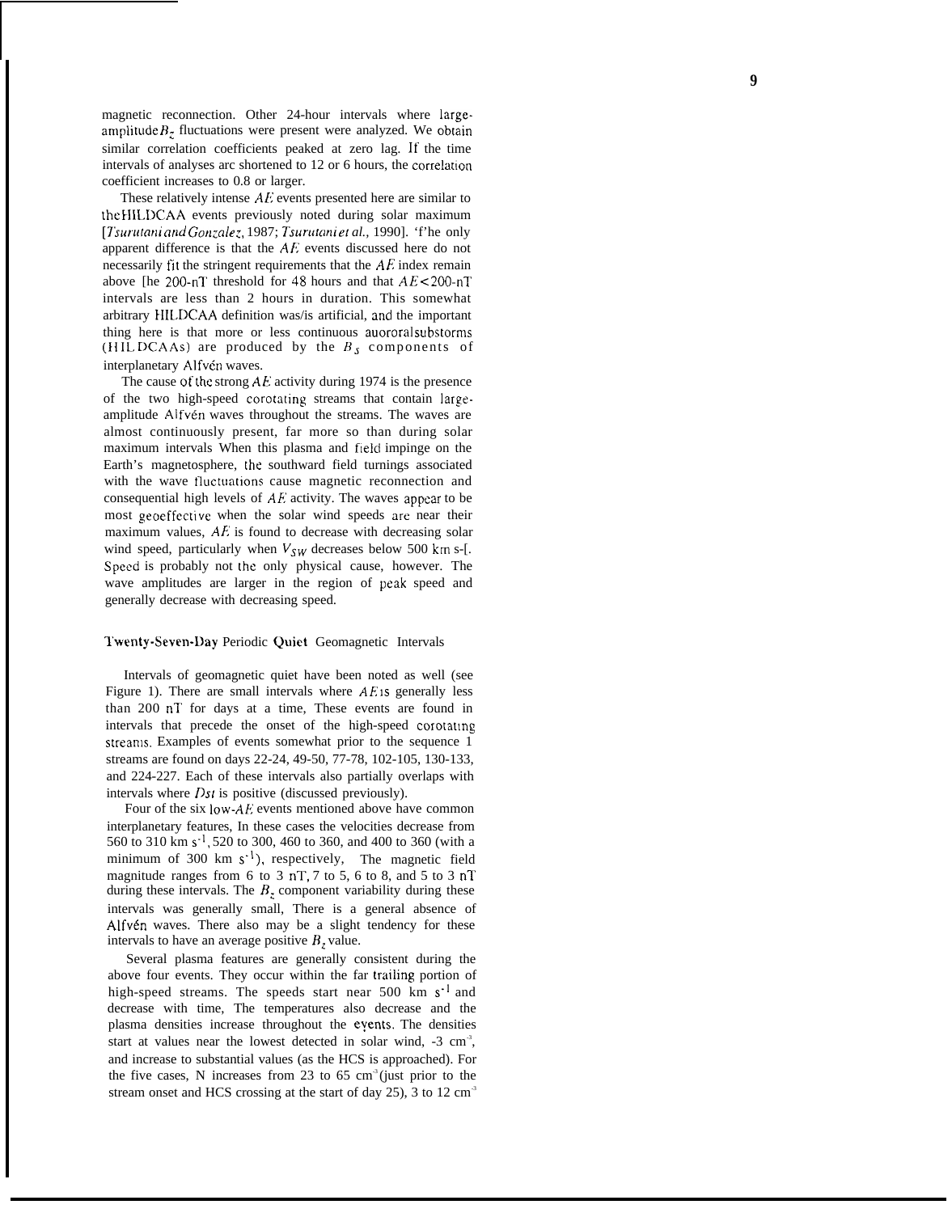magnetic reconnection. Other 24-hour intervals where large-amplitude $B_z$ fluctuations were present were analyzed. We obtain similar correlation coefficients peaked at zero lag. If the time intervals of analyses arc shortened to 12 or 6 hours, the correlation coefficient increases to 0.8 or larger.

These relatively intense $AE$ events presented here are similar to the HILDCAA events previously noted during solar maximum [*Tsurutani and Gonzalez*, 1987; *Tsurutani et al.*, 1990]. 'f'he only apparent difference is that the $AE$ events discussed here do not necessarily fit the stringent requirements that the $AE$ index remain above [he 200-nT threshold for 48 hours and that $AE$<200-nT intervals are less than 2 hours in duration. This somewhat arbitrary HILDCAA definition was/is artificial, and the important thing here is that more or less continuous auororal substorms (HILDCAAs) are produced by the $B_S$ components of interplanetary Alfvén waves.

The cause of the strong $AE$ activity during 1974 is the presence of the two high-speed corotating streams that contain large-amplitude Alfvén waves throughout the streams. The waves are almost continuously present, far more so than during solar maximum intervals When this plasma and field impinge on the Earth's magnetosphere, the southward field turnings associated with the wave fluctuations cause magnetic reconnection and consequential high levels of $AE$ activity. The waves appear to be most geoeffective when the solar wind speeds are near their maximum values, $AE$ is found to decrease with decreasing solar wind speed, particularly when $V_{SW}$ decreases below 500 km s-[. Speed is probably not the only physical cause, however. The wave amplitudes are larger in the region of peak speed and generally decrease with decreasing speed.

## Twenty-Seven-Day Periodic Quiet Geomagnetic Intervals

Intervals of geomagnetic quiet have been noted as well (see Figure 1). There are small intervals where $AE$ is generally less than 200 nT for days at a time, These events are found in intervals that precede the onset of the high-speed corotating streams. Examples of events somewhat prior to the sequence 1 streams are found on days 22-24, 49-50, 77-78, 102-105, 130-133, and 224-227. Each of these intervals also partially overlaps with intervals where $Dst$ is positive (discussed previously).

Four of the six low-$AE$ events mentioned above have common interplanetary features, In these cases the velocities decrease from 560 to 310 km $s^{-1}$, 520 to 300, 460 to 360, and 400 to 360 (with a minimum of 300 km $s^{-1}$), respectively, The magnetic field magnitude ranges from 6 to 3 nT, 7 to 5, 6 to 8, and 5 to 3 nT during these intervals. The $B_z$ component variability during these intervals was generally small, There is a general absence of Alfvén waves. There also may be a slight tendency for these intervals to have an average positive $B_z$ value.

Several plasma features are generally consistent during the above four events. They occur within the far trailing portion of high-speed streams. The speeds start near 500 km $s^{-1}$ and decrease with time, The temperatures also decrease and the plasma densities increase throughout the events. The densities start at values near the lowest detected in solar wind, -3 $cm^{-3}$, and increase to substantial values (as the HCS is approached). For the five cases, N increases from 23 to 65 $cm^{-3}$ (just prior to the stream onset and HCS crossing at the start of day 25), 3 to 12 $cm^{-3}$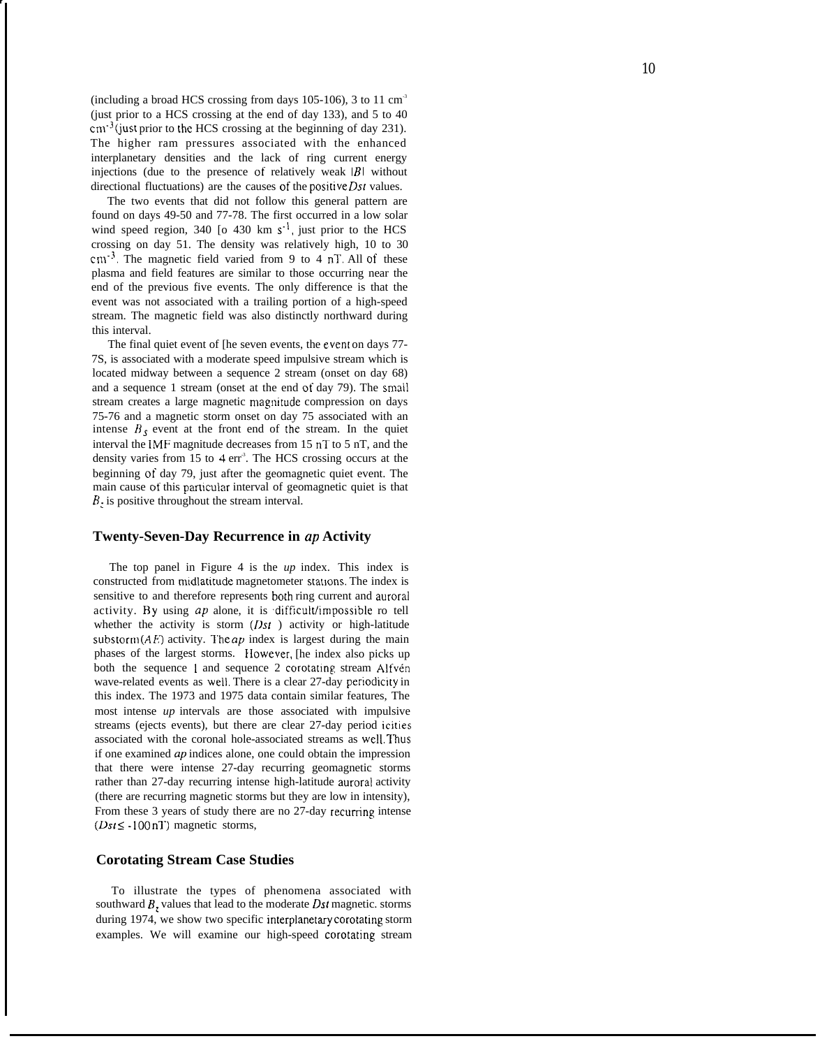(including a broad HCS crossing from days 105-106), 3 to 11 $cm^{-3}$ (just prior to a HCS crossing at the end of day 133), and 5 to 40 $cm^{-3}$ (just prior to the HCS crossing at the beginning of day 231). The higher ram pressures associated with the enhanced interplanetary densities and the lack of ring current energy injections (due to the presence of relatively weak $|B|$ without directional fluctuations) are the causes of the positive *Dst* values.

The two events that did not follow this general pattern are found on days 49-50 and 77-78. The first occurred in a low solar wind speed region, 340 [o 430 km $s^{-1}$, just prior to the HCS crossing on day 51. The density was relatively high, 10 to 30 $cm^{-3}$. The magnetic field varied from 9 to 4 nT. All of these plasma and field features are similar to those occurring near the end of the previous five events. The only difference is that the event was not associated with a trailing portion of a high-speed stream. The magnetic field was also distinctly northward during this interval.

The final quiet event of [he seven events, the event on days 77-7S, is associated with a moderate speed impulsive stream which is located midway between a sequence 2 stream (onset on day 68) and a sequence 1 stream (onset at the end of day 79). The small stream creates a large magnetic magnitude compression on days 75-76 and a magnetic storm onset on day 75 associated with an intense $B_S$ event at the front end of the stream. In the quiet interval the IMF magnitude decreases from 15 nT to 5 nT, and the density varies from 15 to 4 $err^{-3}$. The HCS crossing occurs at the beginning of day 79, just after the geomagnetic quiet event. The main cause of this particular interval of geomagnetic quiet is that $B_z$ is positive throughout the stream interval.

## Twenty-Seven-Day Recurrence in *ap* Activity

The top panel in Figure 4 is the *up* index. This index is constructed from midlatitude magnetometer stations. The index is sensitive to and therefore represents both ring current and auroral activity. By using *ap* alone, it is difficult/impossible ro tell whether the activity is storm (*Dst* ) activity or high-latitude substorm (*AE*) activity. The *ap* index is largest during the main phases of the largest storms. However, [he index also picks up both the sequence 1 and sequence 2 corotating stream Alfvén wave-related events as well. There is a clear 27-day periodicity in this index. The 1973 and 1975 data contain similar features, The most intense *up* intervals are those associated with impulsive streams (ejects events), but there are clear 27-day period icities associated with the coronal hole-associated streams as well. Thus if one examined *ap* indices alone, one could obtain the impression that there were intense 27-day recurring geomagnetic storms rather than 27-day recurring intense high-latitude auroral activity (there are recurring magnetic storms but they are low in intensity), From these 3 years of study there are no 27-day recurring intense ($Dst \leq -100$ nT) magnetic storms,

## Corotating Stream Case Studies

To illustrate the types of phenomena associated with southward $B_z$ values that lead to the moderate *Dst* magnetic. storms during 1974, we show two specific interplanetary corotating storm examples. We will examine our high-speed corotating stream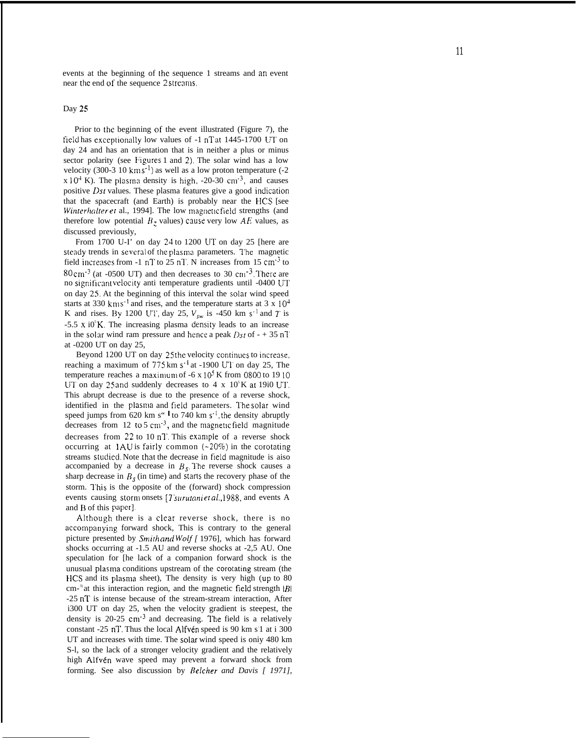events at the beginning of the sequence 1 streams and an event near the end of the sequence 2 streams.

### Day 25

Prior to the beginning of the event illustrated (Figure 7), the field has exceptionally low values of ~1 nT at 1445-1700 UT on day 24 and has an orientation that is in neither a plus or minus sector polarity (see Figures 1 and 2). The solar wind has a low velocity (300-310 km $s^{-1}$) as well as a low proton temperature (~2 x $10^4$ K). The plasma density is high, ~20-30 $cm^{-3}$, and causes positive *Dst* values. These plasma features give a good indication that the spacecraft (and Earth) is probably near the HCS [see *Winterhalter et* al., 1994]. The low magnetic field strengths (and therefore low potential $B_z$ values) cause very low *AE* values, as discussed previously.

From 1700 UT on day 24 to 1200 UT on day 25 there are steady trends in several of the plasma parameters. The magnetic field increases from ~1 nT to 25 nT. N increases from 15 $cm^{-3}$ to 80 $cm^{-3}$ (at ~0500 UT) and then decreases to 30 $cm^{-3}$. There are no significant velocity and temperature gradients until ~0400 UT on day 25. At the beginning of this interval the solar wind speed starts at 330 km $s^{-1}$ and rises, and the temperature starts at 3 x $10^4$ K and rises. By 1200 UT, day 25, $V_{sw}$ is ~450 km $s^{-1}$ and $T$ is ~5.5 x $10^5$ K. The increasing plasma density leads to an increase in the solar wind ram pressure and hence a peak *Dst* of ~ + 35 nT at ~0200 UT on day 25.

Beyond 1200 UT on day 25 the velocity continues to increase, reaching a maximum of 775 km $s^{-1}$ at ~1900 UT on day 25. The temperature reaches a maximum of ~6 x $10^5$ K from 0800 to 1910 UT on day 25 and suddenly decreases to 4 x $10^5$ K at 1910 UT. This abrupt decrease is due to the presence of a reverse shock, identified in the plasma and field parameters. The solar wind speed jumps from 620 km $s^{-1}$ to 740 km $s^{-1}$, the density abruptly decreases from 12 to 5 $cm^{-3}$, and the magnetic field magnitude decreases from 22 to 10 nT. This example of a reverse shock occurring at 1AU is fairly common (~20%) in the corotating streams studied. Note that the decrease in field magnitude is also accompanied by a decrease in $B_S$. The reverse shock causes a sharp decrease in $B_S$ (in time) and starts the recovery phase of the storm. This is the opposite of the (forward) shock compression events causing storm onsets [*Tsurutani et al.*, 1988, and events A and B of this paper].

Although there is a clear reverse shock, there is no accompanying forward shock. This is contrary to the general picture presented by *Smith and Wolf* [1976], which has forward shocks occurring at ~1.5 AU and reverse shocks at ~2.5 AU. One speculation for the lack of a companion forward shock is the unusual plasma conditions upstream of the corotating stream (the HCS and its plasma sheet). The density is very high (up to 80 $cm^{-3}$) at this interaction region, and the magnetic field strength $|B|$ ~25 nT is intense because of the stream-stream interaction. After 1300 UT on day 25, when the velocity gradient is steepest, the density is 20-25 $cm^{-3}$ and decreasing. The field is a relatively constant ~25 nT. Thus the local Alfvén speed is 90 km $s^{-1}$ at 1300 UT and increases with time. The solar wind speed is only 480 km $s^{-1}$, so the lack of a stronger velocity gradient and the relatively high Alfvén wave speed may prevent a forward shock from forming. See also discussion by *Belcher and Davis* [1971],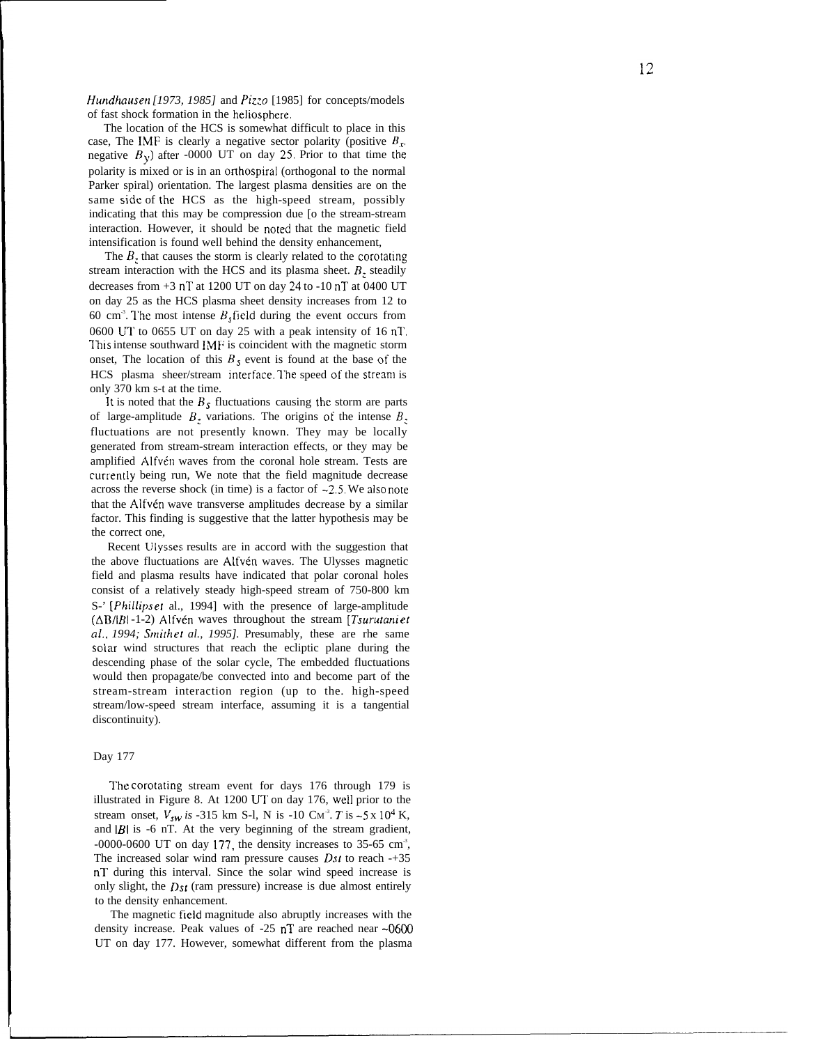*Hundhausen [1973, 1985]* and *Pizzo* [1985] for concepts/models of fast shock formation in the heliosphere.

The location of the HCS is somewhat difficult to place in this case, The IMF is clearly a negative sector polarity (positive $B_x$, negative $B_y$) after -0000 UT on day 25. Prior to that time the polarity is mixed or is in an orthospiral (orthogonal to the normal Parker spiral) orientation. The largest plasma densities are on the same side of the HCS as the high-speed stream, possibly indicating that this may be compression due [o the stream-stream interaction. However, it should be noted that the magnetic field intensification is found well behind the density enhancement,

The $B_z$ that causes the storm is clearly related to the corotating stream interaction with the HCS and its plasma sheet. $B_z$ steadily decreases from +3 nT at 1200 UT on day 24 to -10 nT at 0400 UT on day 25 as the HCS plasma sheet density increases from 12 to 60 cm$^{-3}$. The most intense $B_s$ field during the event occurs from 0600 UT to 0655 UT on day 25 with a peak intensity of 16 nT. This intense southward IMF is coincident with the magnetic storm onset, The location of this $B_S$ event is found at the base of the HCS plasma sheer/stream interface. The speed of the stream is only 370 km s-t at the time.

It is noted that the $B_S$ fluctuations causing the storm are parts of large-amplitude $B_z$ variations. The origins of the intense $B_z$ fluctuations are not presently known. They may be locally generated from stream-stream interaction effects, or they may be amplified Alfvén waves from the coronal hole stream. Tests are currently being run, We note that the field magnitude decrease across the reverse shock (in time) is a factor of ~2.5. We also note that the Alfvén wave transverse amplitudes decrease by a similar factor. This finding is suggestive that the latter hypothesis may be the correct one,

Recent Ulysses results are in accord with the suggestion that the above fluctuations are Alfvén waves. The Ulysses magnetic field and plasma results have indicated that polar coronal holes consist of a relatively steady high-speed stream of 750-800 km S-' [*Phillips et* al., 1994] with the presence of large-amplitude ($\Delta B/|B|$ -1-2) Alfvén waves throughout the stream [*Tsurutani et al., 1994; Smith et al., 1995].* Presumably, these are rhe same solar wind structures that reach the ecliptic plane during the descending phase of the solar cycle, The embedded fluctuations would then propagate/be convected into and become part of the stream-stream interaction region (up to the. high-speed stream/low-speed stream interface, assuming it is a tangential discontinuity).

Day 177

The corotating stream event for days 176 through 179 is illustrated in Figure 8. At 1200 UT on day 176, well prior to the stream onset, $V_{sw}$ *is* -315 km S-l, N is -10 CM$^{-3}$. $T$ is ~5 x 10$^4$ K, and $|B|$ is -6 nT. At the very beginning of the stream gradient, -0000-0600 UT on day 177, the density increases to 35-65 cm$^{-3}$, The increased solar wind ram pressure causes $Dst$ to reach -+35 nT during this interval. Since the solar wind speed increase is only slight, the $Dst$ (ram pressure) increase is due almost entirely to the density enhancement.

The magnetic field magnitude also abruptly increases with the density increase. Peak values of -25 nT are reached near ~0600 UT on day 177. However, somewhat different from the plasma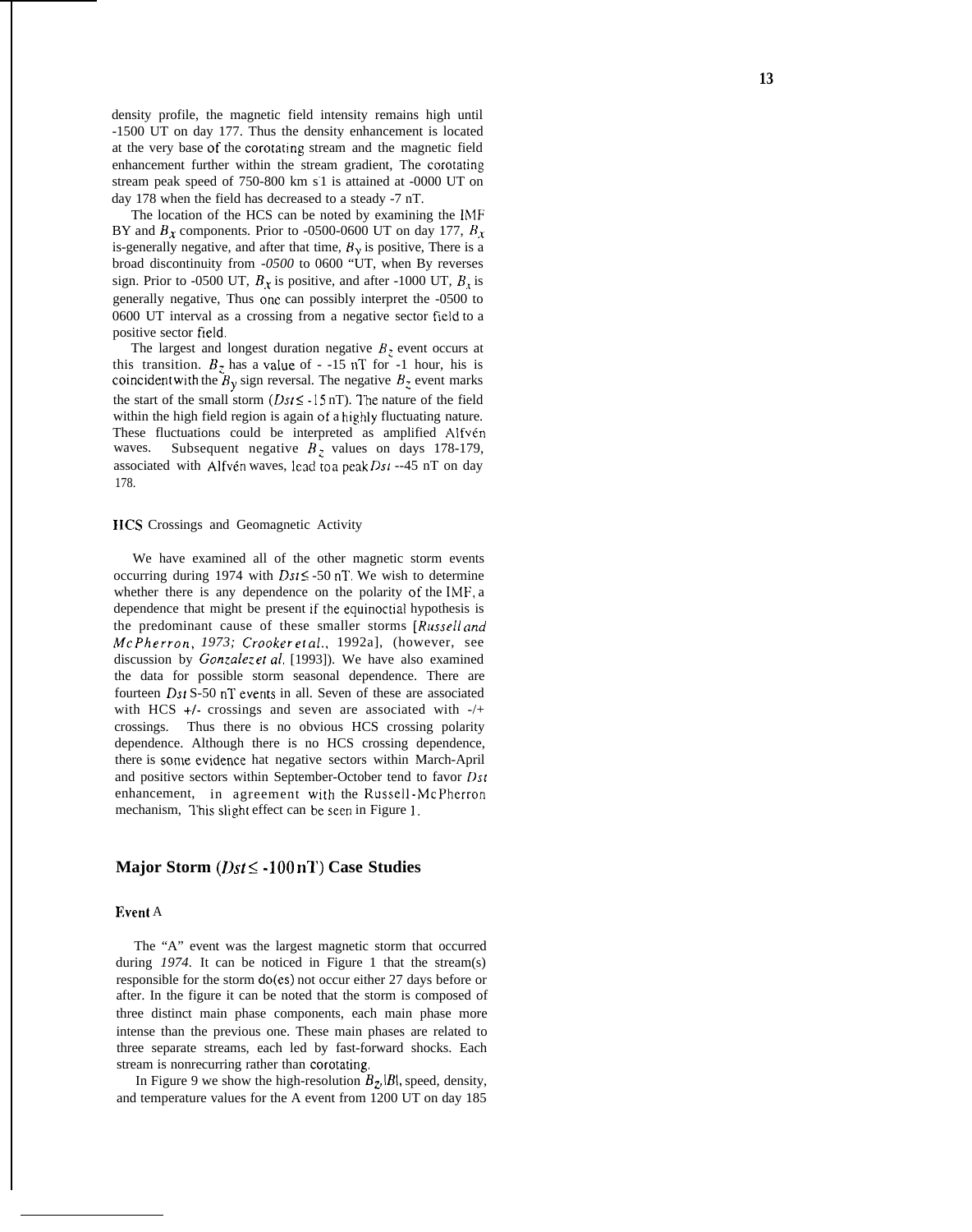density profile, the magnetic field intensity remains high until ~1500 UT on day 177. Thus the density enhancement is located at the very base of the corotating stream and the magnetic field enhancement further within the stream gradient, The corotating stream peak speed of 750-800 km s-1 is attained at ~0000 UT on day 178 when the field has decreased to a steady ~7 nT.

The location of the HCS can be noted by examining the IMF BY and $B_x$ components. Prior to ~0500-0600 UT on day 177, $B_x$ is-generally negative, and after that time, $B_y$ is positive, There is a broad discontinuity from ~0500 to 0600 "UT, when By reverses sign. Prior to ~0500 UT, $B_x$ is positive, and after ~1000 UT, $B_x$ is generally negative, Thus one can possibly interpret the ~0500 to 0600 UT interval as a crossing from a negative sector field to a positive sector field.

The largest and longest duration negative $B_z$ event occurs at this transition. $B_z$ has a value of - -15 nT for ~1 hour, his is coincident with the $B_y$ sign reversal. The negative $B_z$ event marks the start of the small storm ($Dst \leq$ -15 nT). The nature of the field within the high field region is again of a highly fluctuating nature. These fluctuations could be interpreted as amplified Alfvén waves. Subsequent negative $B_z$ values on days 178-179, associated with Alfvén waves, lead to a peak $Dst$ --45 nT on day 178.

## HCS Crossings and Geomagnetic Activity

We have examined all of the other magnetic storm events occurring during 1974 with $Dst \leq$ -50 nT. We wish to determine whether there is any dependence on the polarity of the IMF, a dependence that might be present if the equinoctial hypothesis is the predominant cause of these smaller storms [*Russell and McPherron*, *1973; Crooker et al.*, 1992a], (however, see discussion by *Gonzalez et al.* [1993]). We have also examined the data for possible storm seasonal dependence. There are fourteen $Dst \leq$ -50 nT events in all. Seven of these are associated with HCS +/- crossings and seven are associated with -/+ crossings. Thus there is no obvious HCS crossing polarity dependence. Although there is no HCS crossing dependence, there is some evidence hat negative sectors within March-April and positive sectors within September-October tend to favor $Dst$ enhancement, in agreement with the Russell-McPherron mechanism, This slight effect can be seen in Figure 1.

## Major Storm ($Dst \leq$ -100 nT) Case Studies

### Event A

The "A" event was the largest magnetic storm that occurred during *1974*. It can be noticed in Figure 1 that the stream(s) responsible for the storm do(es) not occur either 27 days before or after. In the figure it can be noted that the storm is composed of three distinct main phase components, each main phase more intense than the previous one. These main phases are related to three separate streams, each led by fast-forward shocks. Each stream is nonrecurring rather than corotating.

In Figure 9 we show the high-resolution $B_z$, $|B|$, speed, density, and temperature values for the A event from 1200 UT on day 185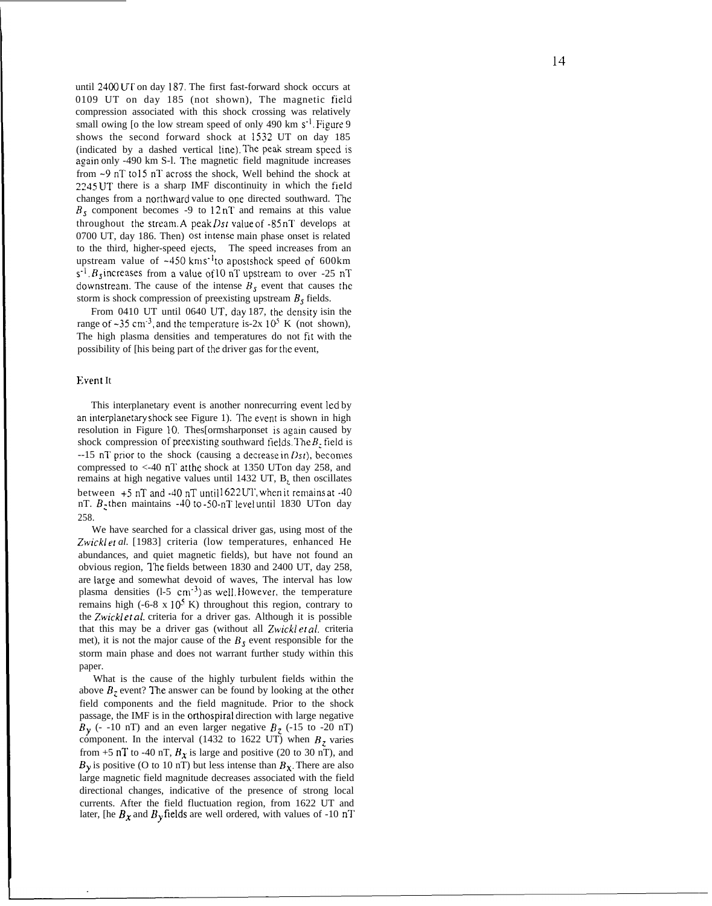until 2400 UT on day 187. The first fast-forward shock occurs at 0109 UT on day 185 (not shown), The magnetic field compression associated with this shock crossing was relatively small owing [o the low stream speed of only 490 km $s^{-1}$. Figure 9 shows the second forward shock at 1532 UT on day 185 (indicated by a dashed vertical line). The peak stream speed is again only -490 km S-l. The magnetic field magnitude increases from ~9 nT to15 nT across the shock, Well behind the shock at 2245 UT there is a sharp IMF discontinuity in which the field changes from a northward value to one directed southward. The $B_s$ component becomes -9 to 12 nT and remains at this value throughout the stream. A peak *Dst* value of -85 nT develops at 0700 UT, day 186. Then) ost intense main phase onset is related to the third, higher-speed ejects, The speed increases from an upstream value of ~450 kms$^{-1}$to apostshock speed of 600km $s^{-1}$. $B_s$ increases from a value of 10 nT upstream to over -25 nT downstream. The cause of the intense $B_s$ event that causes the storm is shock compression of preexisting upstream $B_s$ fields.

From 0410 UT until 0640 UT, day 187, the density isin the range of ~35 $cm^{-3}$, and the temperature is-2x $10^5$ K (not shown), The high plasma densities and temperatures do not fit with the possibility of [his being part of the driver gas for the event,

## Event It

This interplanetary event is another nonrecurring event led by an interplanetary shock see Figure 1). The event is shown in high resolution in Figure 10. Thes[ormsharponset is again caused by shock compression of preexisting southward fields. The $B_z$ field is --15 nT prior to the shock (causing a decrease in *Dst*), becomes compressed to <-40 nT atthe shock at 1350 UTon day 258, and remains at high negative values until 1432 UT, $B_z$ then oscillates between +5 nT and -40 nT until1622UT, when it remains at -40 nT. $B_z$ then maintains -40 to -50-nT level until 1830 UTon day 258.

We have searched for a classical driver gas, using most of the *Zwickl et al.* [1983] criteria (low temperatures, enhanced He abundances, and quiet magnetic fields), but have not found an obvious region, The fields between 1830 and 2400 UT, day 258, are large and somewhat devoid of waves, The interval has low plasma densities (l-5 $cm^{-3}$) as well. However, the temperature remains high (-6-8 x $10^5$ K) throughout this region, contrary to the *Zwickl et al.* criteria for a driver gas. Although it is possible that this may be a driver gas (without all *Zwickl et al.* criteria met), it is not the major cause of the $B_s$ event responsible for the storm main phase and does not warrant further study within this paper.

What is the cause of the highly turbulent fields within the above $B_z$ event? The answer can be found by looking at the other field components and the field magnitude. Prior to the shock passage, the IMF is in the orthospiral direction with large negative $B_y$ (- -10 nT) and an even larger negative $B_z$ (-15 to -20 nT) component. In the interval (1432 to 1622 UT) when $B_z$ varies from +5 nT to -40 nT, $B_x$ is large and positive (20 to 30 nT), and $B_y$ is positive (O to 10 nT) but less intense than $B_x$. There are also large magnetic field magnitude decreases associated with the field directional changes, indicative of the presence of strong local currents. After the field fluctuation region, from 1622 UT and later, [he $B_x$ and $B_y$ fields are well ordered, with values of -10 nT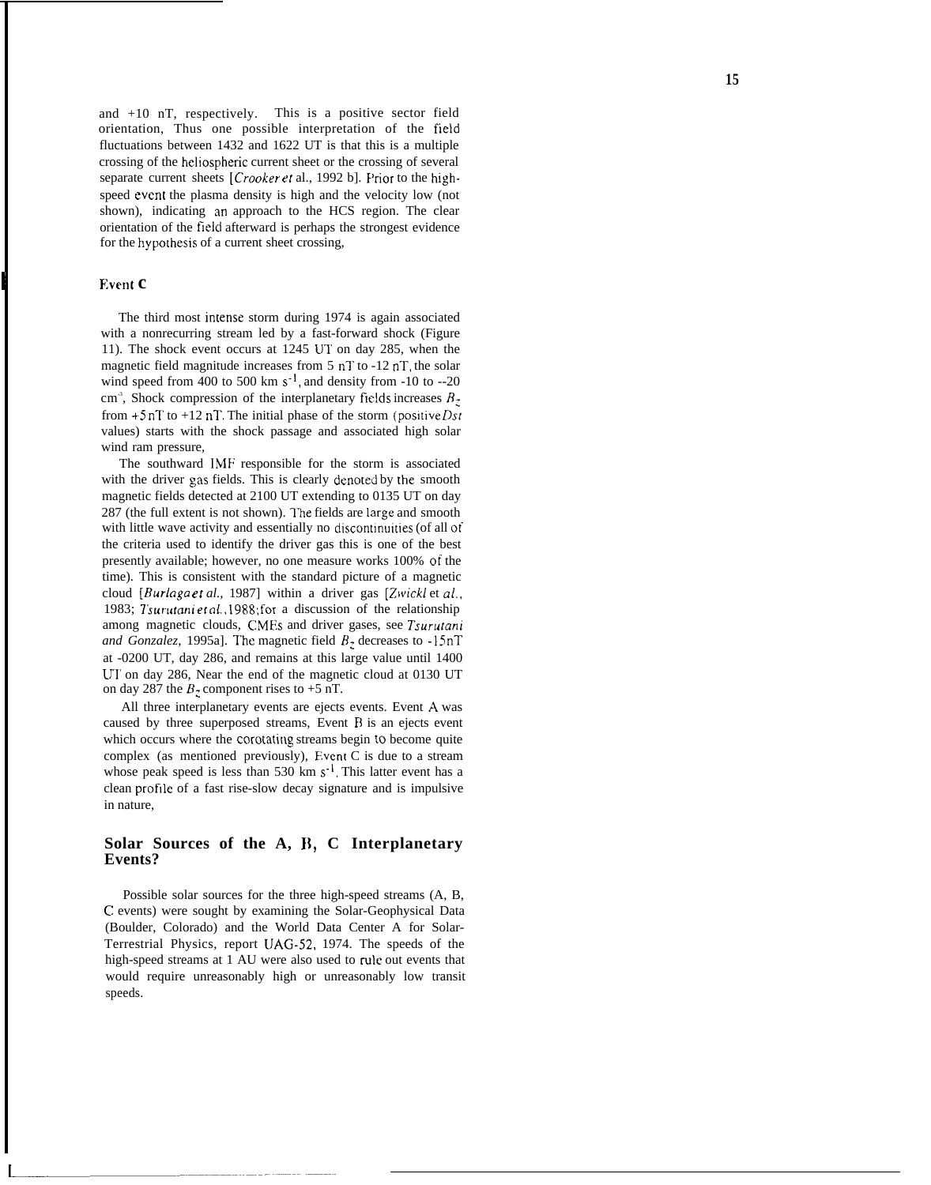and +10 nT, respectively. This is a positive sector field orientation, Thus one possible interpretation of the field fluctuations between 1432 and 1622 UT is that this is a multiple crossing of the heliospheric current sheet or the crossing of several separate current sheets [*Crooker et* al., 1992 b]. Prior to the high-speed event the plasma density is high and the velocity low (not shown), indicating an approach to the HCS region. The clear orientation of the field afterward is perhaps the strongest evidence for the hypothesis of a current sheet crossing,

### Event C

The third most intense storm during 1974 is again associated with a nonrecurring stream led by a fast-forward shock (Figure 11). The shock event occurs at 1245 UT on day 285, when the magnetic field magnitude increases from 5 nT to -12 nT, the solar wind speed from 400 to 500 km $s^{-1}$, and density from -10 to --20 $cm^{-3}$, Shock compression of the interplanetary fields increases $B_z$ from +5 nT to +12 nT. The initial phase of the storm (positive *Dst* values) starts with the shock passage and associated high solar wind ram pressure,

The southward IMF responsible for the storm is associated with the driver gas fields. This is clearly denoted by the smooth magnetic fields detected at 2100 UT extending to 0135 UT on day 287 (the full extent is not shown). The fields are large and smooth with little wave activity and essentially no discontinuities (of all of the criteria used to identify the driver gas this is one of the best presently available; however, no one measure works 100% of the time). This is consistent with the standard picture of a magnetic cloud [*Burlaga et al.*, 1987] within a driver gas [*Zwickl* et *al.*, 1983; *Tsurutani et al.*, 1988; for a discussion of the relationship among magnetic clouds, CMEs and driver gases, see *Tsurutani and Gonzalez*, 1995a]. The magnetic field $B_z$ decreases to -15nT at -0200 UT, day 286, and remains at this large value until 1400 UT on day 286, Near the end of the magnetic cloud at 0130 UT on day 287 the $B_z$ component rises to +5 nT.

All three interplanetary events are ejects events. Event A was caused by three superposed streams, Event B is an ejects event which occurs where the corotating streams begin to become quite complex (as mentioned previously), Event C is due to a stream whose peak speed is less than 530 km $s^{-1}$. This latter event has a clean profile of a fast rise-slow decay signature and is impulsive in nature,

## Solar Sources of the A, B, C Interplanetary Events?

Possible solar sources for the three high-speed streams (A, B, C events) were sought by examining the Solar-Geophysical Data (Boulder, Colorado) and the World Data Center A for Solar-Terrestrial Physics, report UAG-52, 1974. The speeds of the high-speed streams at 1 AU were also used to rule out events that would require unreasonably high or unreasonably low transit speeds.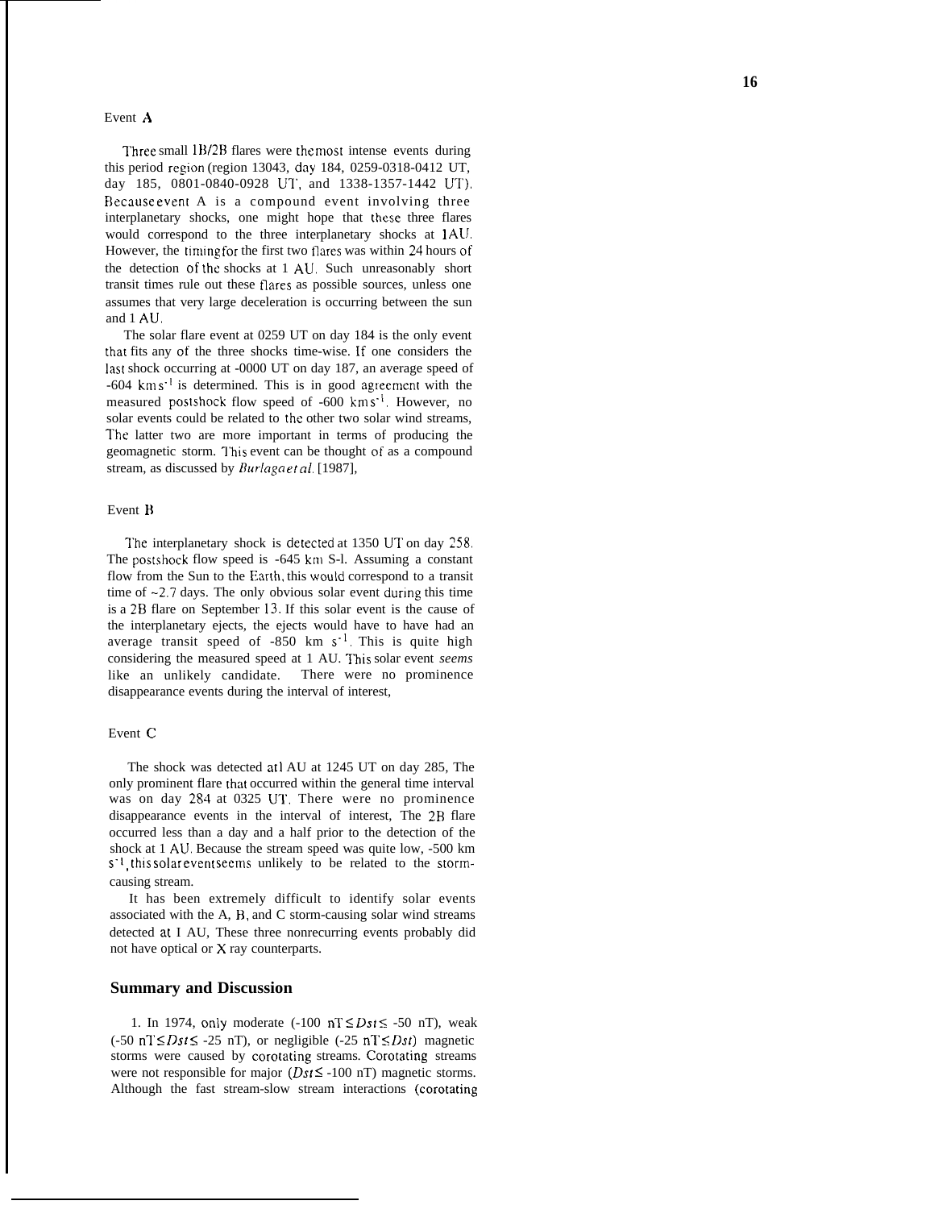Event A

Three small 1B/2B flares were the most intense events during this period region (region 13043, day 184, 0259-0318-0412 UT, day 185, 0801-0840-0928 UT, and 1338-1357-1442 UT). Because event A is a compound event involving three interplanetary shocks, one might hope that these three flares would correspond to the three interplanetary shocks at 1AU. However, the timing for the first two flares was within 24 hours of the detection of the shocks at 1 AU. Such unreasonably short transit times rule out these flares as possible sources, unless one assumes that very large deceleration is occurring between the sun and 1 AU.

The solar flare event at 0259 UT on day 184 is the only event that fits any of the three shocks time-wise. If one considers the last shock occurring at ~0000 UT on day 187, an average speed of ~604 km $s^{-1}$ is determined. This is in good agreement with the measured postshock flow speed of ~600 km $s^{-1}$. However, no solar events could be related to the other two solar wind streams, The latter two are more important in terms of producing the geomagnetic storm. This event can be thought of as a compound stream, as discussed by *Burlaga et al.* [1987],

Event B

The interplanetary shock is detected at 1350 UT on day 258. The postshock flow speed is ~645 km $s^{-1}$. Assuming a constant flow from the Sun to the Earth, this would correspond to a transit time of ~2.7 days. The only obvious solar event during this time is a 2B flare on September 13. If this solar event is the cause of the interplanetary ejects, the ejects would have to have had an average transit speed of ~850 km $s^{-1}$. This is quite high considering the measured speed at 1 AU. This solar event *seems* like an unlikely candidate. There were no prominence disappearance events during the interval of interest,

Event C

The shock was detected at 1 AU at 1245 UT on day 285, The only prominent flare that occurred within the general time interval was on day 284 at 0325 UT. There were no prominence disappearance events in the interval of interest, The 2B flare occurred less than a day and a half prior to the detection of the shock at 1 AU. Because the stream speed was quite low, ~500 km $s^{-1}$, this solar event seems unlikely to be related to the storm-causing stream.

It has been extremely difficult to identify solar events associated with the A, B, and C storm-causing solar wind streams detected at 1 AU, These three nonrecurring events probably did not have optical or X ray counterparts.

## Summary and Discussion

1. In 1974, only moderate (-100 nT $\leq Dst \leq$ -50 nT), weak (-50 nT $\leq Dst \leq$ -25 nT), or negligible (-25 nT $\leq Dst$) magnetic storms were caused by corotating streams. Corotating streams were not responsible for major ($Dst \leq$ -100 nT) magnetic storms. Although the fast stream-slow stream interactions (corotating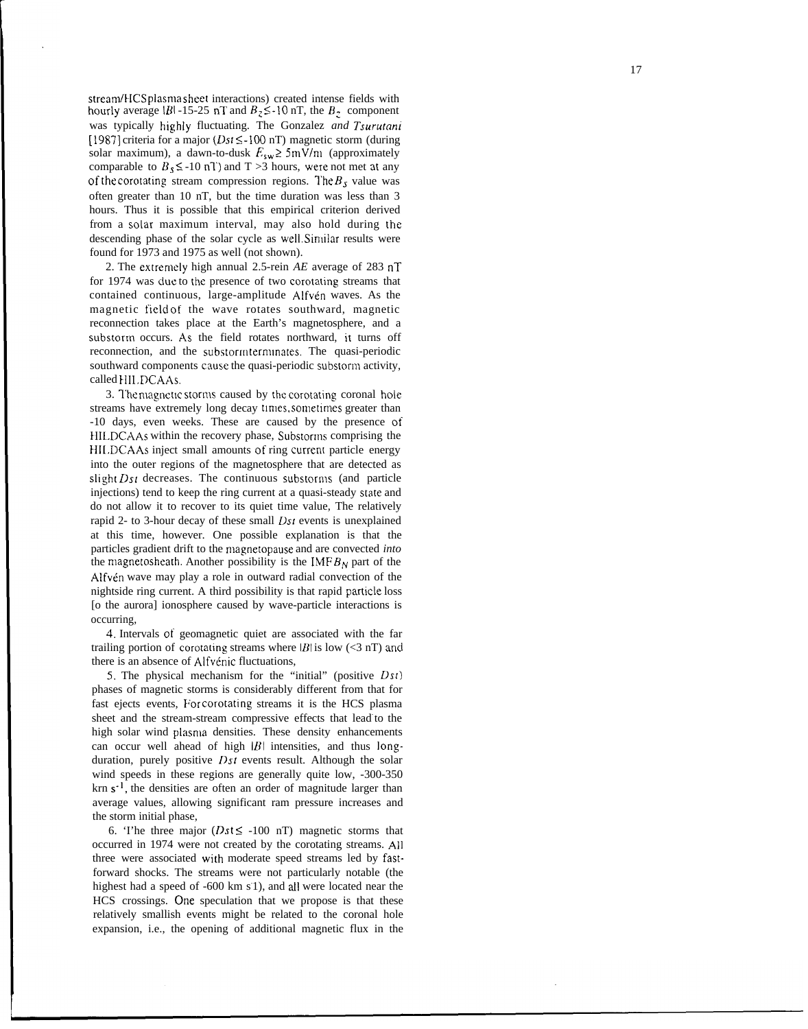stream/HCS plasma sheet interactions) created intense fields with hourly average $|B|$ -15-25 nT and $B_z \leq$ -10 nT, the $B_z$ component was typically highly fluctuating. The Gonzalez *and Tsurutani* [1987] criteria for a major ($Dst \leq$ -100 nT) magnetic storm (during solar maximum), a dawn-to-dusk $E_{sw} \geq$ 5mV/m (approximately comparable to $B_s \leq$ -10 nT) and T >3 hours, were not met at any of the corotating stream compression regions. The $B_s$ value was often greater than 10 nT, but the time duration was less than 3 hours. Thus it is possible that this empirical criterion derived from a solar maximum interval, may also hold during the descending phase of the solar cycle as well. Similar results were found for 1973 and 1975 as well (not shown).

2. The extremely high annual 2.5-rein *AE* average of 283 nT for 1974 was due to the presence of two corotating streams that contained continuous, large-amplitude Alfvén waves. As the magnetic field of the wave rotates southward, magnetic reconnection takes place at the Earth's magnetosphere, and a substorm occurs. As the field rotates northward, it turns off reconnection, and the substorm terminates. The quasi-periodic southward components cause the quasi-periodic substorm activity, called HILDCAAs.

3. The magnetic storms caused by the corotating coronal hole streams have extremely long decay times, sometimes greater than -10 days, even weeks. These are caused by the presence of HILDCAAs within the recovery phase, Substorms comprising the HILDCAAs inject small amounts of ring current particle energy into the outer regions of the magnetosphere that are detected as slight $Dst$ decreases. The continuous substorms (and particle injections) tend to keep the ring current at a quasi-steady state and do not allow it to recover to its quiet time value, The relatively rapid 2- to 3-hour decay of these small $Dst$ events is unexplained at this time, however. One possible explanation is that the particles gradient drift to the magnetopause and are convected *into* the magnetosheath. Another possibility is the IMF $B_N$ part of the Alfvén wave may play a role in outward radial convection of the nightside ring current. A third possibility is that rapid particle loss [o the aurora] ionosphere caused by wave-particle interactions is occurring,

4. Intervals of geomagnetic quiet are associated with the far trailing portion of corotating streams where $|B|$ is low (<3 nT) and there is an absence of Alfvénic fluctuations,

5. The physical mechanism for the "initial" (positive $Dst$) phases of magnetic storms is considerably different from that for fast ejects events, For corotating streams it is the HCS plasma sheet and the stream-stream compressive effects that lead to the high solar wind plasma densities. These density enhancements can occur well ahead of high $|B|$ intensities, and thus long-duration, purely positive $Dst$ events result. Although the solar wind speeds in these regions are generally quite low, -300-350 km $s^{-1}$, the densities are often an order of magnitude larger than average values, allowing significant ram pressure increases and the storm initial phase,

6. 'I'he three major ($Dst \leq$ -100 nT) magnetic storms that occurred in 1974 were not created by the corotating streams. All three were associated with moderate speed streams led by fast-forward shocks. The streams were not particularly notable (the highest had a speed of -600 km s-1), and all were located near the HCS crossings. One speculation that we propose is that these relatively smallish events might be related to the coronal hole expansion, i.e., the opening of additional magnetic flux in the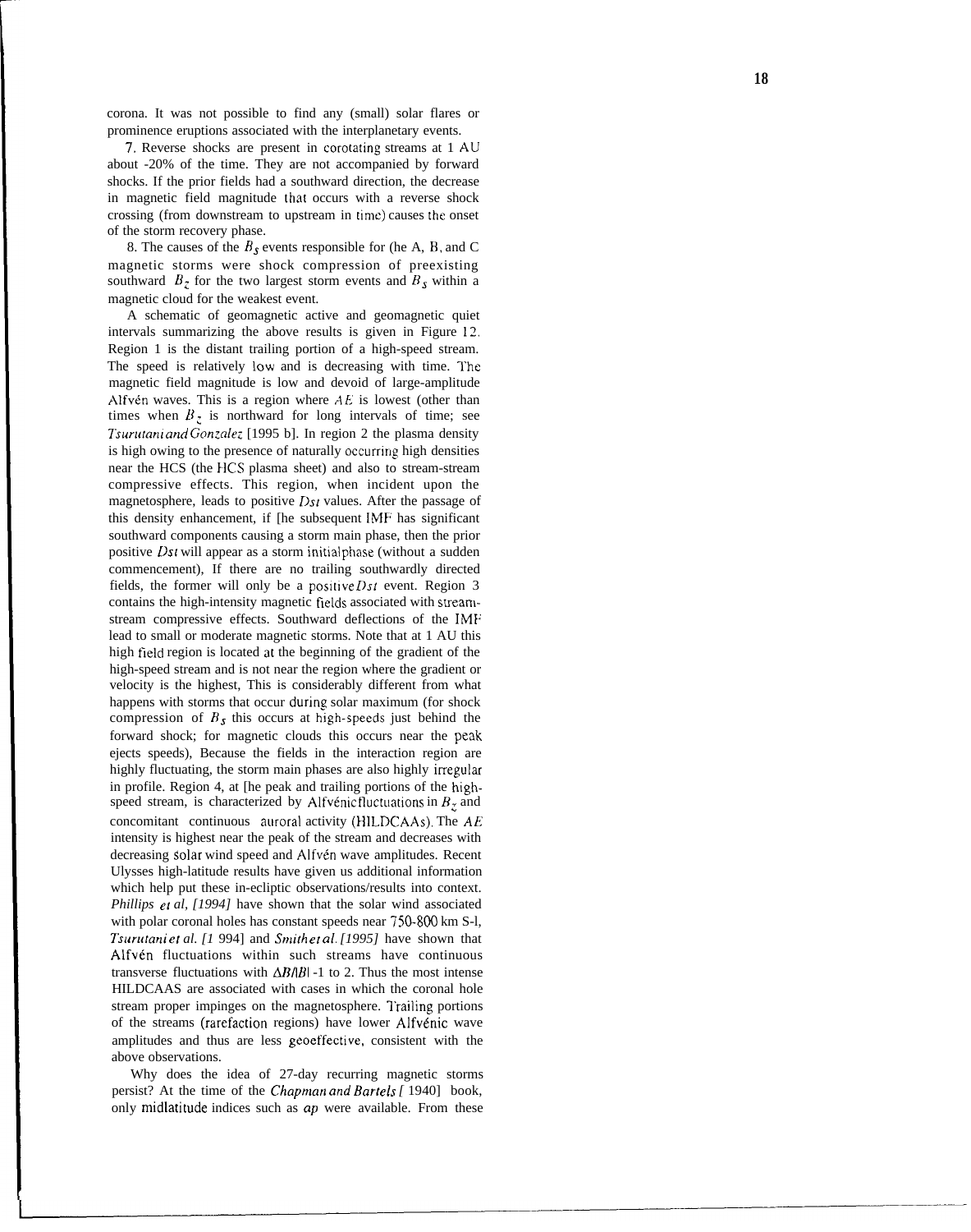corona. It was not possible to find any (small) solar flares or prominence eruptions associated with the interplanetary events.

7. Reverse shocks are present in corotating streams at 1 AU about -20% of the time. They are not accompanied by forward shocks. If the prior fields had a southward direction, the decrease in magnetic field magnitude that occurs with a reverse shock crossing (from downstream to upstream in time) causes the onset of the storm recovery phase.

8. The causes of the $B_S$ events responsible for (he A, B, and C magnetic storms were shock compression of preexisting southward $B_z$ for the two largest storm events and $B_S$ within a magnetic cloud for the weakest event.

A schematic of geomagnetic active and geomagnetic quiet intervals summarizing the above results is given in Figure 12. Region 1 is the distant trailing portion of a high-speed stream. The speed is relatively low and is decreasing with time. The magnetic field magnitude is low and devoid of large-amplitude Alfvén waves. This is a region where $AE$ is lowest (other than times when $B_z$ is northward for long intervals of time; see *Tsurutani and Gonzalez* [1995 b]. In region 2 the plasma density is high owing to the presence of naturally occurring high densities near the HCS (the HCS plasma sheet) and also to stream-stream compressive effects. This region, when incident upon the magnetosphere, leads to positive $Dst$ values. After the passage of this density enhancement, if [he subsequent IMF has significant southward components causing a storm main phase, then the prior positive $Dst$ will appear as a storm initial phase (without a sudden commencement), If there are no trailing southwardly directed fields, the former will only be a positive $Dst$ event. Region 3 contains the high-intensity magnetic fields associated with stream-stream compressive effects. Southward deflections of the IMF lead to small or moderate magnetic storms. Note that at 1 AU this high field region is located at the beginning of the gradient of the high-speed stream and is not near the region where the gradient or velocity is the highest, This is considerably different from what happens with storms that occur during solar maximum (for shock compression of $B_S$ this occurs at high-speeds just behind the forward shock; for magnetic clouds this occurs near the peak ejects speeds), Because the fields in the interaction region are highly fluctuating, the storm main phases are also highly irregular in profile. Region 4, at [he peak and trailing portions of the high-speed stream, is characterized by Alfvénic fluctuations in $B_z$ and concomitant continuous auroral activity (HILDCAAs). The $AE$ intensity is highest near the peak of the stream and decreases with decreasing solar wind speed and Alfvén wave amplitudes. Recent Ulysses high-latitude results have given us additional information which help put these in-ecliptic observations/results into context. *Phillips et al, [1994]* have shown that the solar wind associated with polar coronal holes has constant speeds near 750-800 km S-l, *Tsurutani et al.* [1 994] and *Smith et al. [1995]* have shown that Alfvén fluctuations within such streams have continuous transverse fluctuations with $\Delta B/|B|$ -1 to 2. Thus the most intense HILDCAAS are associated with cases in which the coronal hole stream proper impinges on the magnetosphere. Trailing portions of the streams (rarefaction regions) have lower Alfvénic wave amplitudes and thus are less geoeffective, consistent with the above observations.

Why does the idea of 27-day recurring magnetic storms persist? At the time of the *Chapman and Bartels* [ 1940] book, only midlatitude indices such as $ap$ were available. From these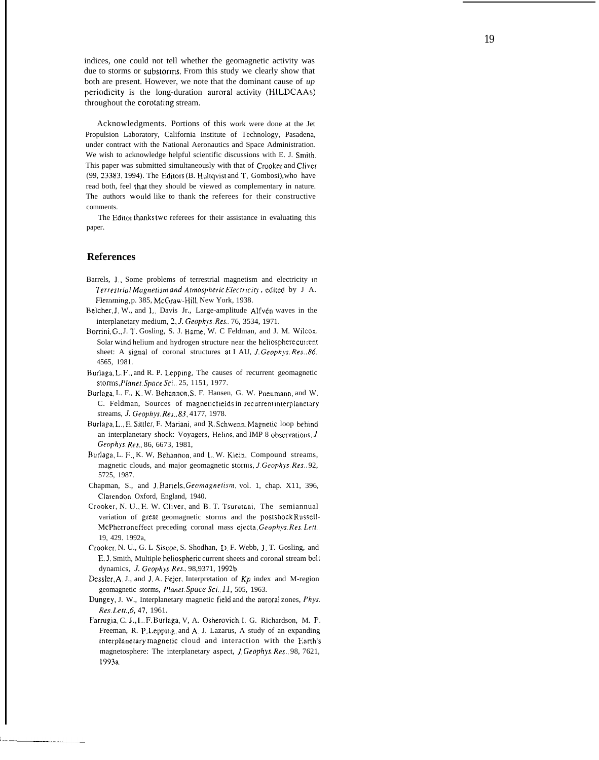indices, one could not tell whether the geomagnetic activity was due to storms or substorms. From this study we clearly show that both are present. However, we note that the dominant cause of *up* periodicity is the long-duration auroral activity (HILDCAAs) throughout the corotating stream.

Acknowledgments. Portions of this work were done at the Jet Propulsion Laboratory, California Institute of Technology, Pasadena, under contract with the National Aeronautics and Space Administration. We wish to acknowledge helpful scientific discussions with E. J. Smith. This paper was submitted simultaneously with that of Crooker and Cliver (99, 23383, 1994). The Editors (B. Hultqvist and T. Gombosi), who have read both, feel that they should be viewed as complementary in nature. The authors would like to thank the referees for their constructive comments.

The Editor thanks two referees for their assistance in evaluating this paper.

## References

Barrels, J., Some problems of terrestrial magnetism and electricity in *Terrestrial Magnetism and Atmospheric Electricity*, edited by J A. Flemming, p. 385, McGraw-Hill, New York, 1938.

Belcher, J. W., and L. Davis Jr., Large-amplitude Alfvén waves in the interplanetary medium, 2, *J. Geophys. Res.*, 76, 3534, 1971.

Borrini, G., J. T. Gosling, S. J. Bame, W. C Feldman, and J. M. Wilcox, Solar wind helium and hydrogen structure near the heliosphere current sheet: A signal of coronal structures at I AU, *J. Geophys. Res.*, *86*, 4565, 1981.

Burlaga, L. F., and R. P. Lepping, The causes of recurrent geomagnetic storms, *Planet. Space Sci.*, 25, 1151, 1977.

Burlaga, L. F., K. W. Behannon, S. F. Hansen, G. W. Pneumann, and W. C. Feldman, Sources of magnetic fields in recurrent interplanetary streams, *J. Geophys. Res.*, *83*, 4177, 1978.

Burlaga, L., E. Sittler, F. Mariani, and R. Schwenn, Magnetic loop behind an interplanetary shock: Voyagers, Helios, and IMP 8 observations, *J. Geophys. Res.*, 86, 6673, 1981,

Burlaga, L. F., K. W, Behannon, and L. W. Klein, Compound streams, magnetic clouds, and major geomagnetic storms, *J. Geophys. Res.*, 92, 5725, 1987.

Chapman, S., and J. Bartels, *Geomagnetism*, vol. 1, chap. X11, 396, Clarendon, Oxford, England, 1940.

Crooker, N. U., E. W. Cliver, and B. T. Tsurutani, The semiannual variation of great geomagnetic storms and the postshock Russell-McPherron effect preceding coronal mass ejecta, *Geophys. Res. Lett.*, 19, 429. 1992a,

Crooker, N. U., G. L Siscoe, S. Shodhan, D. F. Webb, J. T. Gosling, and E. J. Smith, Multiple heliospheric current sheets and coronal stream belt dynamics, *J. Geophys. Res.*, 98, 9371, 1992b.

Dessler, A. J., and J. A. Fejer, Interpretation of *Kp* index and M-region geomagnetic storms, *Planet. Space Sci.*, *11*, 505, 1963.

Dungey, J. W., Interplanetary magnetic field and the auroral zones, *Phys. Res. Lett.*, *6*, 47, 1961.

Farrugia, C. J., L. F. Burlaga, V, A. Osherovich, I. G. Richardson, M. P. Freeman, R. P. Lepping, and A. J. Lazarus, A study of an expanding interplanetary magnetic cloud and interaction with the Earth's magnetosphere: The interplanetary aspect, *J. Geophys. Res.*, 98, 7621, 1993a.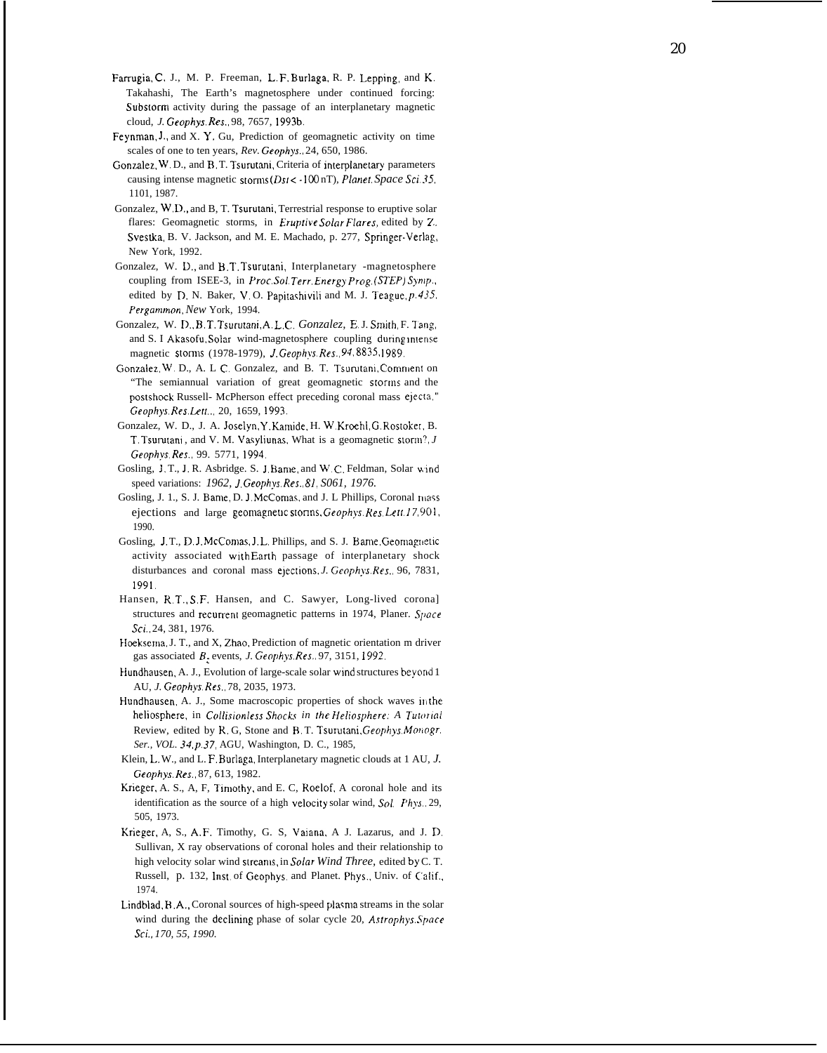Farrugia, C. J., M. P. Freeman, L. F. Burlaga, R. P. Lepping, and K. Takahashi, The Earth's magnetosphere under continued forcing: Substorm activity during the passage of an interplanetary magnetic cloud, *J. Geophys. Res.*, 98, 7657, 1993b.

Feynman, J., and X. Y. Gu, Prediction of geomagnetic activity on time scales of one to ten years, *Rev. Geophys.*, 24, 650, 1986.

Gonzalez, W. D., and B, T. Tsurutani, Criteria of interplanetary parameters causing intense magnetic storms ($Dst$ < -100 nT), *Planet. Space Sci. 35*, 1101, 1987.

Gonzalez, W. D., and B, T. Tsurutani, Terrestrial response to eruptive solar flares: Geomagnetic storms, in *Eruptive Solar Flares*, edited by Z. Svestka, B. V. Jackson, and M. E. Machado, p. 277, Springer-Verlag, New York, 1992.

Gonzalez, W. D., and B. T. Tsurutani, Interplanetary -magnetosphere coupling from ISEE-3, in *Proc. Sol. Terr. Energy Prog. (STEP) Symp.*, edited by D. N. Baker, V. O. Papitashivili and M. J. Teague, *p. 435, Pergamon, New* York, 1994.

Gonzalez, W. D., B. T. Tsurutani, A. L. C. *Gonzalez,* E. J. Smith, F. Tang, and S. I Akasofu, Solar wind-magnetosphere coupling during intense magnetic storms (1978-1979), *J. Geophys. Res., 94*, 8835, 1989.

Gonzalez, W. D., A. L C. Gonzalez, and B. T. Tsurutani, Comment on "The semiannual variation of great geomagnetic storms and the postshock Russell- McPherson effect preceding coronal mass ejecta," *Geophys. Res. Lett.*, 20, 1659, 1993.

Gonzalez, W. D., J. A. Joselyn, Y. Kamide, H. W. Kroehl, G. Rostoker, B. T. Tsurutani, and V. M. Vasyliunas, What is a geomagnetic storm?, *J Geophys. Res.*, 99. 5771, 1994.

Gosling, J. T., J. R. Asbridge. S. J. Bame, and W. C. Feldman, Solar wind speed variations: *1962, J. Geophys. Res., 81, S061, 1976.*

Gosling, J. 1., S. J. Bame, D. J. McComas, and J. L Phillips, Coronal mass ejections and large geomagnetic storms, *Geophys. Res. Lett. 17*, 901, 1990.

Gosling, J. T., D. J. McComas, J. L. Phillips, and S. J. Bame, Geomagnetic activity associated with Earth passage of interplanetary shock disturbances and coronal mass ejections, *J. Geophys. Res.*, 96, 7831, 1991.

Hansen, R. T., S. F. Hansen, and C. Sawyer, Long-lived corona] structures and recurrent geomagnetic patterns in 1974, Planer. *Space Sci.*, 24, 381, 1976.

Hoeksema, J. T., and X, Zhao, Prediction of magnetic orientation m driver gas associated $B_z$ events, *J. Geophys. Res.*, 97, 3151, 1992.

Hundhausen, A. J., Evolution of large-scale solar wind structures beyond 1 AU, *J. Geophys. Res.*, 78, 2035, 1973.

Hundhausen, A. J., Some macroscopic properties of shock waves in the heliosphere, in *Collisionless Shocks in the Heliosphere: A Tutorial* Review, edited by R. G, Stone and B. T. Tsurutani, *Geophys. Monogr. Ser., VOL. 34, p. 37*, AGU, Washington, D. C., 1985,

Klein, L. W., and L. F. Burlaga, Interplanetary magnetic clouds at 1 AU, *J. Geophys. Res.*, 87, 613, 1982.

Krieger, A. S., A, F, Timothy, and E. C, Roelof, A coronal hole and its identification as the source of a high velocity solar wind, *Sol. Phys.*, 29, 505, 1973.

Krieger, A, S., A. F. Timothy, G. S, Vaiana, A J. Lazarus, and J. D. Sullivan, X ray observations of coronal holes and their relationship to high velocity solar wind streams, in *Solar Wind Three,* edited by C. T. Russell, p. 132, Inst. of Geophys. and Planet. Phys., Univ. of Calif., 1974.

Lindblad, B. A., Coronal sources of high-speed plasma streams in the solar wind during the declining phase of solar cycle 20, *Astrophys. Space Sci., 170, 55, 1990.*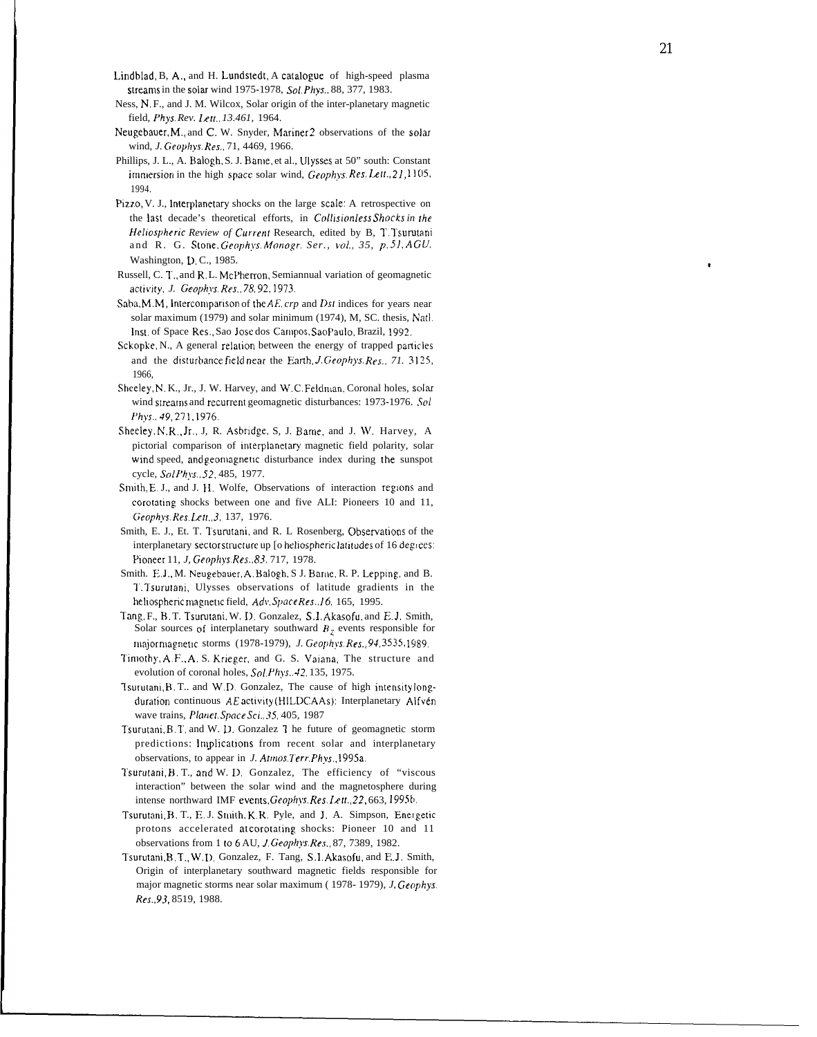Lindblad, B, A., and H. Lundstedt, A catalogue of high-speed plasma streams in the solar wind 1975-1978, *Sol. Phys.*, 88, 377, 1983.

Ness, N. F., and J. M. Wilcox, Solar origin of the inter-planetary magnetic field, *Phys. Rev. Lett.*, *13*.461, 1964.

Neugebauer, M., and C. W. Snyder, Mariner 2 observations of the solar wind, *J. Geophys. Res.*, 71, 4469, 1966.

Phillips, J. L., A. Balogh, S. J. Bame, et al., Ulysses at 50" south: Constant immersion in the high space solar wind, *Geophys. Res. Lett.*, *21*, 1105, 1994.

Pizzo, V. J., Interplanetary shocks on the large scale: A retrospective on the last decade's theoretical efforts, in *Collisionless Shocks in the Heliospheric Review of Current* Research, edited by B, T. Tsurutani and R. G. Stone, *Geophys. Monogr. Ser., vol., 35, p.51, AGU*, Washington, D. C., 1985.

Russell, C. T., and R. L. McPherron, Semiannual variation of geomagnetic activity, *J. Geophys. Res.*, *78*, 92, 1973.

Saba, M. M, Intercomparison of the *AE*, *crp* and *Dst* indices for years near solar maximum (1979) and solar minimum (1974), M, SC. thesis, Natl. Inst. of Space Res., Sao Jose dos Campos, SaoPaulo, Brazil, 1992.

Sckopke, N., A general relation between the energy of trapped particles and the disturbance field near the Earth, *J. Geophys. Res.*, *71.* 3125, 1966,

Sheeley, N. K., Jr., J. W. Harvey, and W. C. Feldman, Coronal holes, solar wind streams and recurrent geomagnetic disturbances: 1973-1976. *Sol Phys.*, *49*, 271, 1976.

Sheeley, N. R., Jr., J, R. Asbridge, S, J. Bame, and J. W. Harvey, A pictorial comparison of interplanetary magnetic field polarity, solar wind speed, and geomagnetic disturbance index during the sunspot cycle, *Sol Phys.*, *52*, 485, 1977.

Smith, E. J., and J. H. Wolfe, Observations of interaction regions and corotating shocks between one and five AU: Pioneers 10 and 11, *Geophys. Res. Lett.*, *3*, 137, 1976.

Smith, E. J., Et. T. Tsurutani, and R. L Rosenberg, Observations of the interplanetary sector structure up [o heliospheric latitudes of 16 degrees: Pioneer 11, *J, Geophys. Res.*, *83*, 717, 1978.

Smith. E. J., M. Neugebauer, A. Balogh, S J. Bame, R. P. Lepping, and B. T. Tsurutani, Ulysses observations of latitude gradients in the heliospheric magnetic field, *Adv. Space Res.*, *16*, 165, 1995.

Tang, F., B. T. Tsurutani, W. D. Gonzalez, S. I. Akasofu, and E. J. Smith, Solar sources of interplanetary southward $B_z$ events responsible for major magnetic storms (1978-1979), *J. Geophys. Res.*, *94*, 3535, 1989.

Timothy, A. F., A. S. Krieger, and G. S. Vaiana, The structure and evolution of coronal holes, *Sol. Phys.*, *42*, 135, 1975.

Tsurutani, B. T., and W. D. Gonzalez, The cause of high intensity long-duration continuous *AE* activity (HILDCAAs): Interplanetary Alfvén wave trains, *Planet. Space Sci.*, *35*, 405, 1987

Tsurutani, B. T, and W. D. Gonzalez The future of geomagnetic storm predictions: Implications from recent solar and interplanetary observations, to appear in *J. Atmos. Terr. Phys.*, 1995a.

Tsurutani, B. T., and W. D. Gonzalez, The efficiency of "viscous interaction" between the solar wind and the magnetosphere during intense northward IMF events, *Geophys. Res. Lett.*, *22*, 663, 1995b.

Tsurutani, B. T., E. J. Smith, K. R. Pyle, and J, A. Simpson, Energetic protons accelerated at corotating shocks: Pioneer 10 and 11 observations from 1 to 6 AU, *J. Geophys. Res.*, 87, 7389, 1982.

Tsurutani, B. T., W, D. Gonzalez, F. Tang, S. I. Akasofu, and E. J. Smith, Origin of interplanetary southward magnetic fields responsible for major magnetic storms near solar maximum ( 1978- 1979), *J, Geophys. Res.*, *93*, 8519, 1988.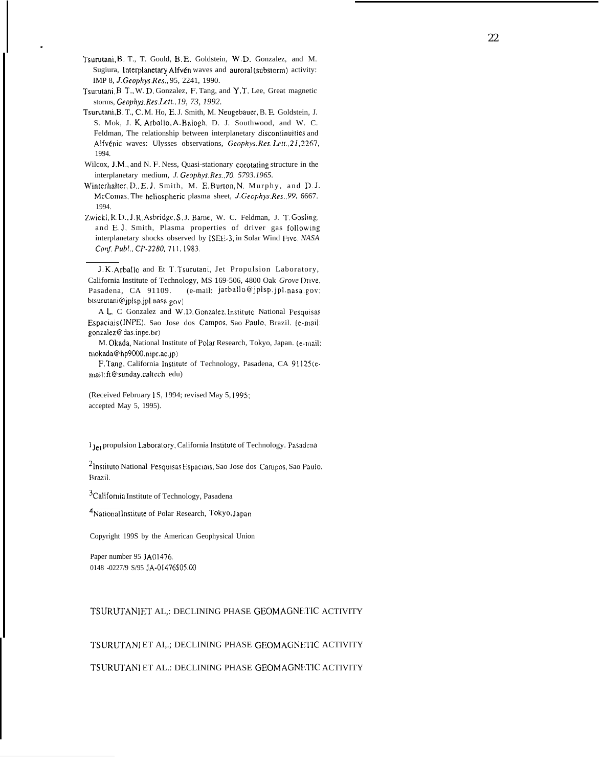Tsurutani, B. T., T. Gould, B. E. Goldstein, W. D. Gonzalez, and M. Sugiura, Interplanetary Alfvén waves and auroral (substorm) activity: IMP 8, *J. Geophys. Res.*, 95, 2241, 1990.

Tsurutani, B. T., W. D. Gonzalez, F. Tang, and Y. T. Lee, Great magnetic storms, *Geophys. Res. Lett., 19, 73, 1992.*

Tsurutani, B. T., C. M. Ho, E. J. Smith, M. Neugebauer, B. E. Goldstein, J. S. Mok, J. K. Arballo, A. Balogh, D. J. Southwood, and W. C. Feldman, The relationship between interplanetary discontinuities and Alfvénic waves: Ulysses observations, *Geophys. Res. Lett., 21*, 2267, 1994.

Wilcox, J. M., and N. F. Ness, Quasi-stationary corotating structure in the interplanetary medium, *J. Geophys. Res., 70, 5793. 1965.*

Winterhalter, D., E. J. Smith, M. E. Burton, N. Murphy, and D. J. McComas, The heliospheric plasma sheet, *J. Geophys. Res., 99*, 6667. 1994.

Zwickl, R. D., J. R. Asbridge, S. J. Bame, W. C. Feldman, J. T. Gosling, and E. J. Smith, Plasma properties of driver gas following interplanetary shocks observed by ISEE-3, in Solar Wind Five, *NASA Conf. Publ., CP-2280*, 711, 1983.

---

J. K. Arballo and B. T. Tsurutani, Jet Propulsion Laboratory, California Institute of Technology, MS 169-506, 4800 Oak *Grove* Drive, Pasadena, CA 91109. (e-mail: jarballo@jplsp.jpl.nasa.gov; btsurutani@jplsp.jpl.nasa.gov)

A L. C Gonzalez and W. D. Gonzalez, Instituto National Pesquisas Espaciais (INPE), Sao Jose dos Campos, Sao Paulo, Brazil. (e-mail: gonzalez@das.inpe.br)

M. Okada, National Institute of Polar Research, Tokyo, Japan. (e-mail: mokada@hp9000.nipr.ac.jp)

F. Tang, California Institute of Technology, Pasadena, CA 91125 (e-mail: ft@sunday.caltech edu)

(Received February 1 S, 1994; revised May 5, 1995; accepted May 5, 1995).

[1] Jet propulsion Laboratory, California Institute of Technology. Pasadena

[2] Instituto National Pesquisas Espaciais, Sao Jose dos Campos, Sao Paulo, Brazil.

[3] California Institute of Technology, Pasadena

[4] National Institute of Polar Research, Tokyo, Japan

Copyright 199S by the American Geophysical Union

Paper number 95 JA01476.
0148 -0227/9 S/95 JA-01476$05.00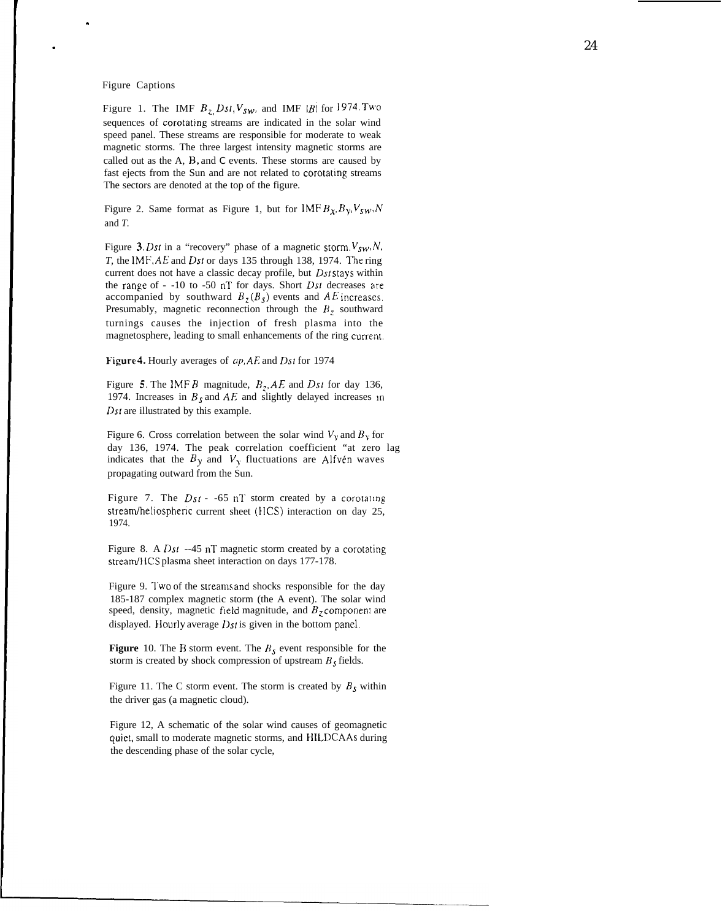Figure Captions

Figure 1. The IMF $B_z$, $Dst$, $V_{sw}$, and IMF $|B|$ for 1974. Two sequences of corotating streams are indicated in the solar wind speed panel. These streams are responsible for moderate to weak magnetic storms. The three largest intensity magnetic storms are called out as the A, B, and C events. These storms are caused by fast ejects from the Sun and are not related to corotating streams The sectors are denoted at the top of the figure.

Figure 2. Same format as Figure 1, but for IMF $B_x$, $B_y$, $V_{sw}$, $N$ and $T$.

Figure 3. $Dst$ in a "recovery" phase of a magnetic storm. $V_{sw}$, $N$, $T$, the IMF, $AE$ and $Dst$ or days 135 through 138, 1974. The ring current does not have a classic decay profile, but $Dst$ stays within the range of - -10 to -50 nT for days. Short $Dst$ decreases are accompanied by southward $B_z$ ($B_s$) events and $AE$ increases. Presumably, magnetic reconnection through the $B_z$ southward turnings causes the injection of fresh plasma into the magnetosphere, leading to small enhancements of the ring current.

**Figure 4.** Hourly averages of $ap$, $AE$ and $Dst$ for 1974

Figure 5. The IMF $B$ magnitude, $B_z$, $AE$ and $Dst$ for day 136, 1974. Increases in $B_s$ and $AE$ and slightly delayed increases in $Dst$ are illustrated by this example.

Figure 6. Cross correlation between the solar wind $V_y$ and $B_y$ for day 136, 1974. The peak correlation coefficient "at zero lag indicates that the $B_y$ and $V_y$ fluctuations are Alfvén waves propagating outward from the Sun.

Figure 7. The $Dst$ - -65 nT storm created by a corotating stream/heliospheric current sheet (HCS) interaction on day 25, 1974.

Figure 8. A $Dst$ --45 nT magnetic storm created by a corotating stream/HCS plasma sheet interaction on days 177-178.

Figure 9. Two of the streams and shocks responsible for the day 185-187 complex magnetic storm (the A event). The solar wind speed, density, magnetic field magnitude, and $B_z$ component are displayed. Hourly average $Dst$ is given in the bottom panel.

**Figure** 10. The B storm event. The $B_s$ event responsible for the storm is created by shock compression of upstream $B_s$ fields.

Figure 11. The C storm event. The storm is created by $B_s$ within the driver gas (a magnetic cloud).

Figure 12, A schematic of the solar wind causes of geomagnetic quiet, small to moderate magnetic storms, and HILDCAAs during the descending phase of the solar cycle,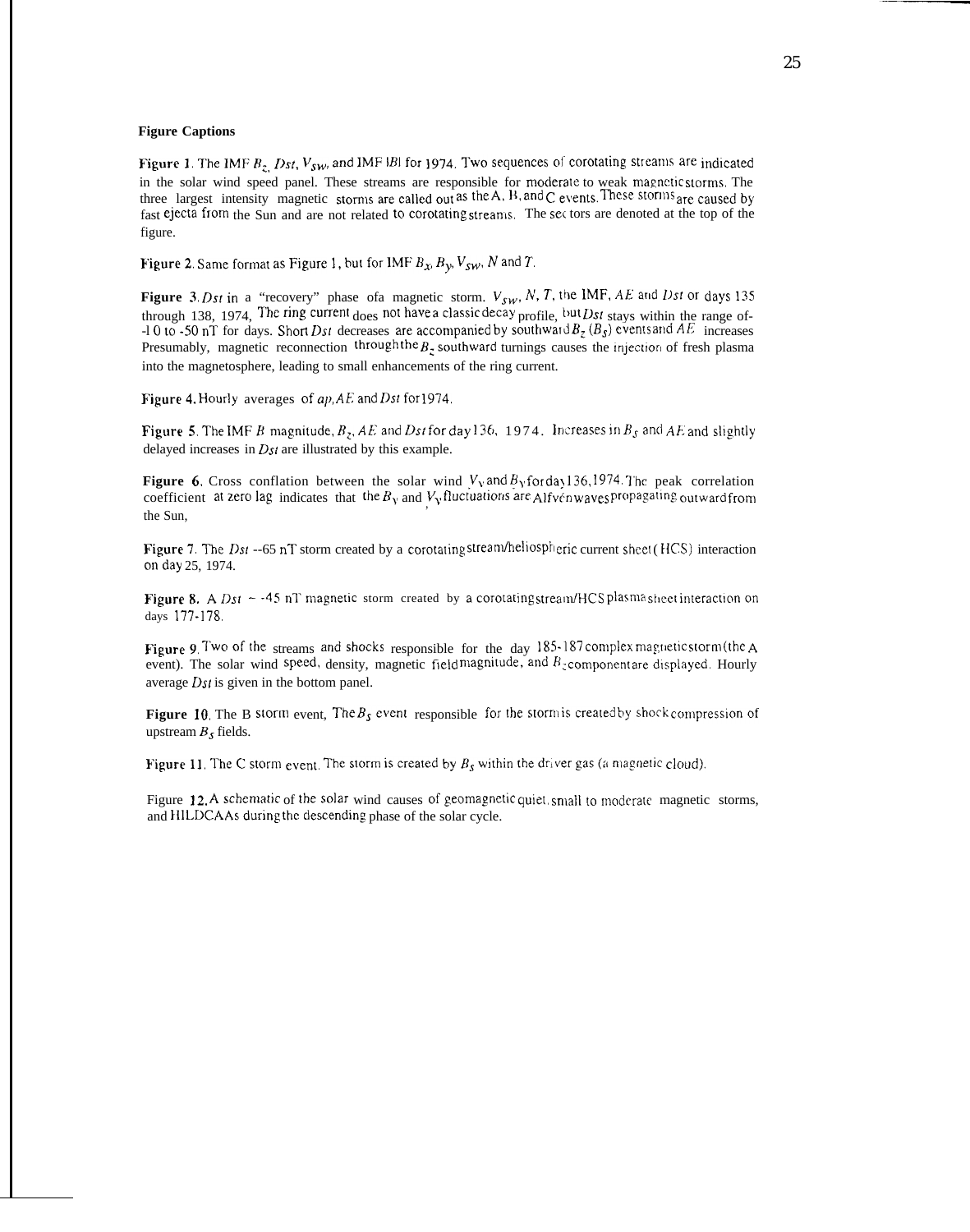**Figure Captions**

**Figure 1**. The IMF $B_z$, $Dst$, $V_{SW}$, and IMF $|B|$ for 1974. Two sequences of corotating streams are indicated in the solar wind speed panel. These streams are responsible for moderate to weak magnetic storms. The three largest intensity magnetic storms are called out as the A, B, and C events. These storms are caused by fast ejecta from the Sun and are not related to corotating streams. The sectors are denoted at the top of the figure.

**Figure 2**. Same format as Figure 1, but for IMF $B_x$, $B_y$, $V_{SW}$, $N$ and $T$.

**Figure 3**. $Dst$ in a "recovery" phase ofa magnetic storm. $V_{SW}$, $N$, $T$, the IMF, $AE$ and $Dst$ or days 135 through 138, 1974, The ring current does not have a classic decay profile, but $Dst$ stays within the range of- -1 0 to -50 nT for days. Short $Dst$ decreases are accompanied by southward $B_z$ ($B_S$) events and $AE$ increases Presumably, magnetic reconnection through the $B_z$ southward turnings causes the injection of fresh plasma into the magnetosphere, leading to small enhancements of the ring current.

**Figure 4.** Hourly averages of $ap$, $AE$ and $Dst$ for 1974.

**Figure 5**. The IMF $B$ magnitude, $B_z$, $AE$ and $Dst$ for day 136, 1974. Increases in $B_S$ and $AE$ and slightly delayed increases in $Dst$ are illustrated by this example.

**Figure 6**. Cross conflation between the solar wind $V_Y$ and $B_Y$ for day 136, 1974. The peak correlation coefficient at zero lag indicates that the $B_Y$ and $V_Y$ fluctuations are Alfvén waves propagating outward from the Sun,

**Figure 7**. The $Dst$ --65 nT storm created by a corotating stream/heliospheric current sheet (HCS) interaction on day 25, 1974.

**Figure 8.** A $Dst$ ~ -45 nT magnetic storm created by a corotating stream/HCS plasma sheet interaction on days 177-178.

**Figure 9**. Two of the streams and shocks responsible for the day 185-187 complex magnetic storm (the A event). The solar wind speed, density, magnetic field magnitude, and $B_z$ component are displayed. Hourly average $Dst$ is given in the bottom panel.

**Figure 10**. The B storm event, The $B_S$ event responsible for the storm is created by shock compression of upstream $B_S$ fields.

**Figure 11**. The C storm event. The storm is created by $B_S$ within the driver gas (a magnetic cloud).

Figure **12**. A schematic of the solar wind causes of geomagnetic quiet, small to moderate magnetic storms, and HILDCAAs during the descending phase of the solar cycle.